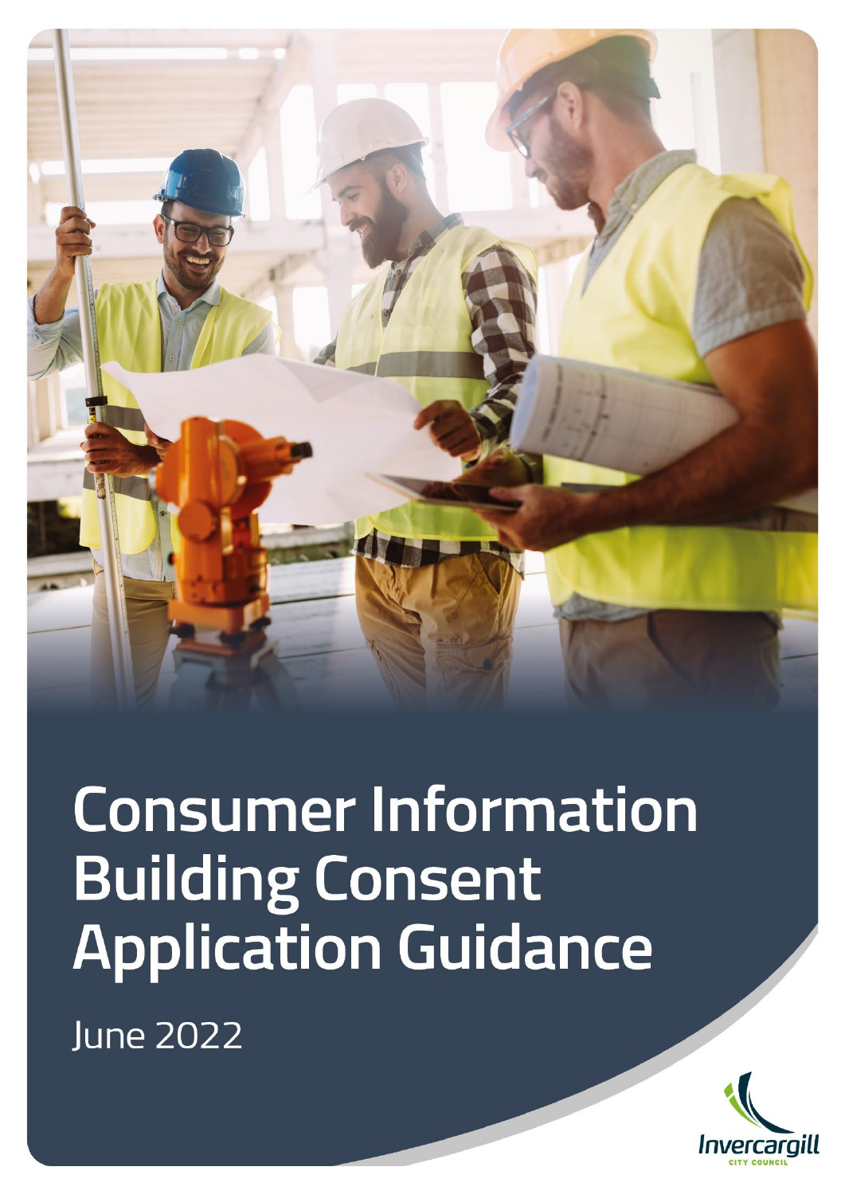# Consumer Information Building Consent Application Guidance

June 2022

Invercargill City Council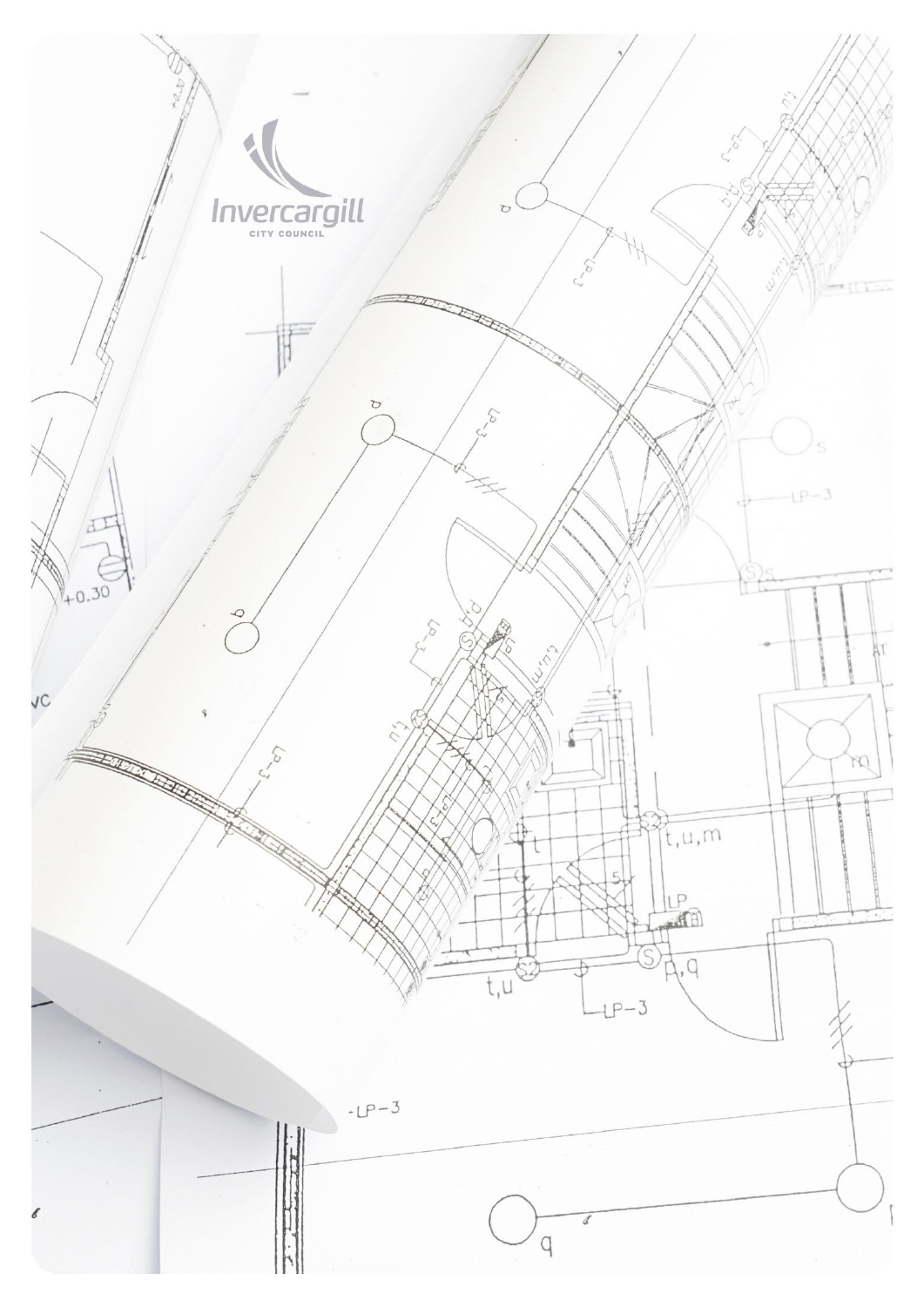Invercargill

CITY COUNCIL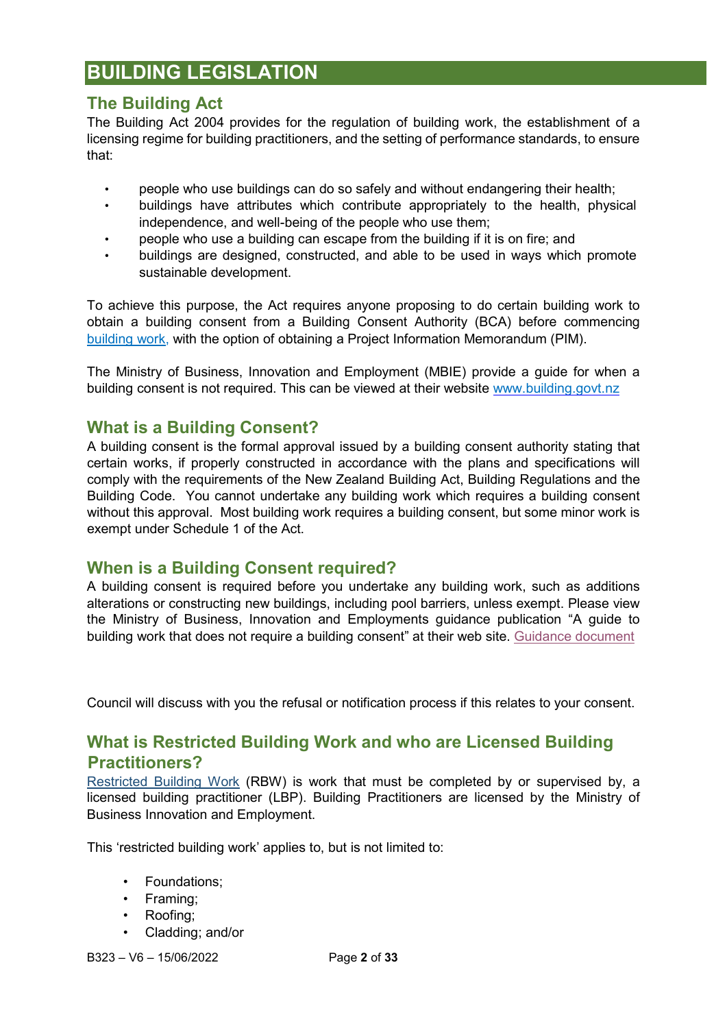# BUILDING LEGISLATION

## The Building Act

The Building Act 2004 provides for the regulation of building work, the establishment of a licensing regime for building practitioners, and the setting of performance standards, to ensure that:

- people who use buildings can do so safely and without endangering their health;
- buildings have attributes which contribute appropriately to the health, physical independence, and well-being of the people who use them;
- people who use a building can escape from the building if it is on fire; and
- buildings are designed, constructed, and able to be used in ways which promote sustainable development.

To achieve this purpose, the Act requires anyone proposing to do certain building work to obtain a building consent from a Building Consent Authority (BCA) before commencing building work, with the option of obtaining a Project Information Memorandum (PIM).

The Ministry of Business, Innovation and Employment (MBIE) provide a guide for when a building consent is not required. This can be viewed at their website www.building.govt.nz

## What is a Building Consent?

A building consent is the formal approval issued by a building consent authority stating that certain works, if properly constructed in accordance with the plans and specifications will comply with the requirements of the New Zealand Building Act, Building Regulations and the Building Code. You cannot undertake any building work which requires a building consent without this approval. Most building work requires a building consent, but some minor work is exempt under Schedule 1 of the Act.

## When is a Building Consent required?

A building consent is required before you undertake any building work, such as additions alterations or constructing new buildings, including pool barriers, unless exempt. Please view the Ministry of Business, Innovation and Employments guidance publication "A guide to building work that does not require a building consent" at their web site. Guidance document

Council will discuss with you the refusal or notification process if this relates to your consent.

## What is Restricted Building Work and who are Licensed Building Practitioners?

Restricted Building Work (RBW) is work that must be completed by or supervised by, a licensed building practitioner (LBP). Building Practitioners are licensed by the Ministry of Business Innovation and Employment.

This 'restricted building work' applies to, but is not limited to:

- Foundations;
- Framing;
- Roofing;
- Cladding; and/or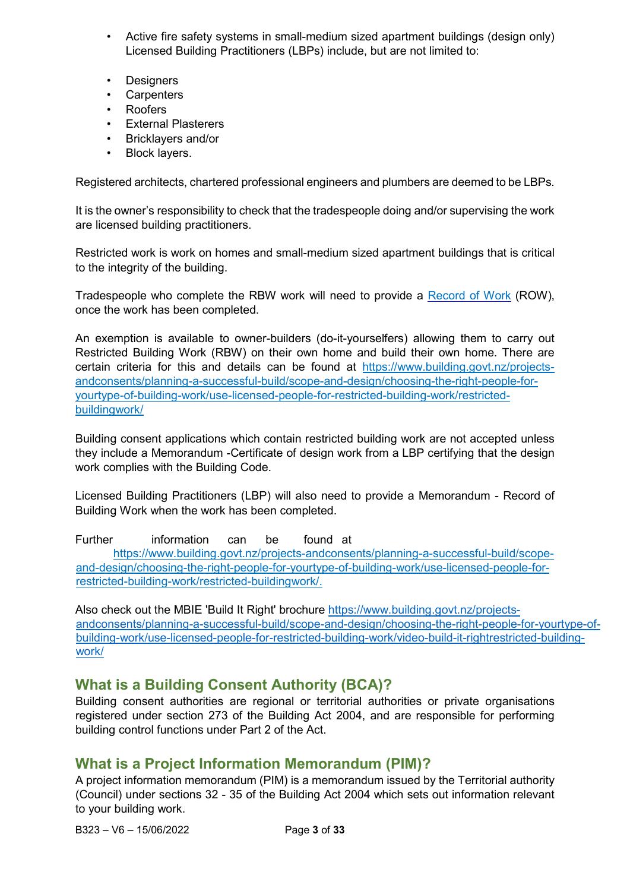- Active fire safety systems in small-medium sized apartment buildings (design only) Licensed Building Practitioners (LBPs) include, but are not limited to:

- Designers
- Carpenters
- Roofers
- External Plasterers
- Bricklayers and/or
- Block layers.

Registered architects, chartered professional engineers and plumbers are deemed to be LBPs.

It is the owner's responsibility to check that the tradespeople doing and/or supervising the work are licensed building practitioners.

Restricted work is work on homes and small-medium sized apartment buildings that is critical to the integrity of the building.

Tradespeople who complete the RBW work will need to provide a Record of Work (ROW), once the work has been completed.

An exemption is available to owner-builders (do-it-yourselfers) allowing them to carry out Restricted Building Work (RBW) on their own home and build their own home. There are certain criteria for this and details can be found at https://www.building.govt.nz/projects-andconsents/planning-a-successful-build/scope-and-design/choosing-the-right-people-for-yourtype-of-building-work/use-licensed-people-for-restricted-building-work/restricted-buildingwork/

Building consent applications which contain restricted building work are not accepted unless they include a Memorandum -Certificate of design work from a LBP certifying that the design work complies with the Building Code.

Licensed Building Practitioners (LBP) will also need to provide a Memorandum - Record of Building Work when the work has been completed.

Further information can be found at https://www.building.govt.nz/projects-andconsents/planning-a-successful-build/scope-and-design/choosing-the-right-people-for-yourtype-of-building-work/use-licensed-people-for-restricted-building-work/restricted-buildingwork/.

Also check out the MBIE 'Build It Right' brochure https://www.building.govt.nz/projects-andconsents/planning-a-successful-build/scope-and-design/choosing-the-right-people-for-yourtype-of-building-work/use-licensed-people-for-restricted-building-work/video-build-it-rightrestricted-building-work/

## What is a Building Consent Authority (BCA)?

Building consent authorities are regional or territorial authorities or private organisations registered under section 273 of the Building Act 2004, and are responsible for performing building control functions under Part 2 of the Act.

## What is a Project Information Memorandum (PIM)?

A project information memorandum (PIM) is a memorandum issued by the Territorial authority (Council) under sections 32 - 35 of the Building Act 2004 which sets out information relevant to your building work.

B323 – V6 – 15/06/2022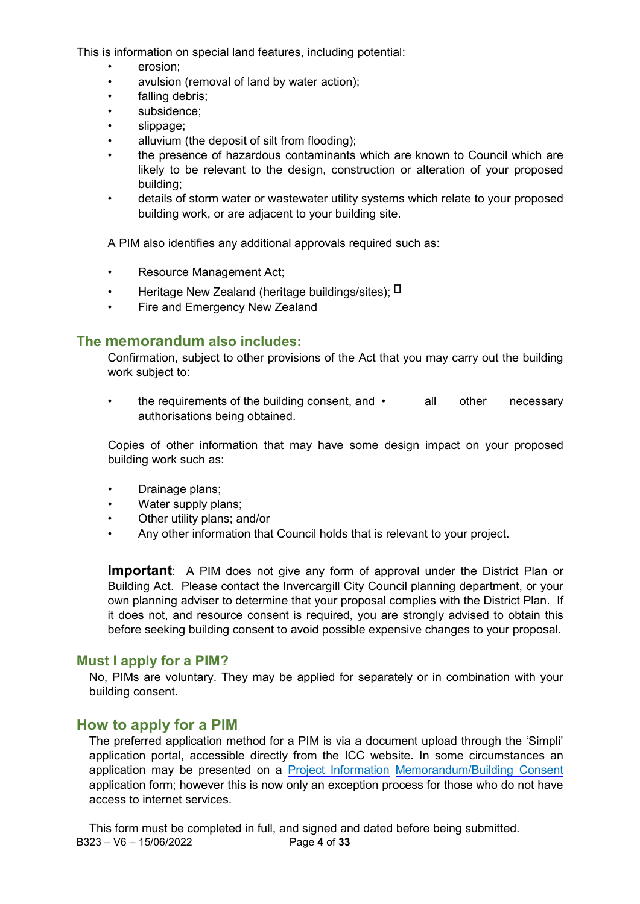This is information on special land features, including potential:

- erosion;
- avulsion (removal of land by water action);
- falling debris;
- subsidence;
- slippage;
- alluvium (the deposit of silt from flooding);
- the presence of hazardous contaminants which are known to Council which are likely to be relevant to the design, construction or alteration of your proposed building;
- details of storm water or wastewater utility systems which relate to your proposed building work, or are adjacent to your building site.

A PIM also identifies any additional approvals required such as:

- Resource Management Act;
- Heritage New Zealand (heritage buildings/sites);
- Fire and Emergency New Zealand

## The memorandum also includes:

Confirmation, subject to other provisions of the Act that you may carry out the building work subject to:

- the requirements of the building consent, and
- all other necessary authorisations being obtained.

Copies of other information that may have some design impact on your proposed building work such as:

- Drainage plans;
- Water supply plans;
- Other utility plans; and/or
- Any other information that Council holds that is relevant to your project.

**Important**: A PIM does not give any form of approval under the District Plan or Building Act. Please contact the Invercargill City Council planning department, or your own planning adviser to determine that your proposal complies with the District Plan. If it does not, and resource consent is required, you are strongly advised to obtain this before seeking building consent to avoid possible expensive changes to your proposal.

## Must I apply for a PIM?

No, PIMs are voluntary. They may be applied for separately or in combination with your building consent.

## How to apply for a PIM

The preferred application method for a PIM is via a document upload through the 'Simpli' application portal, accessible directly from the ICC website. In some circumstances an application may be presented on a Project Information Memorandum/Building Consent application form; however this is now only an exception process for those who do not have access to internet services.

This form must be completed in full, and signed and dated before being submitted.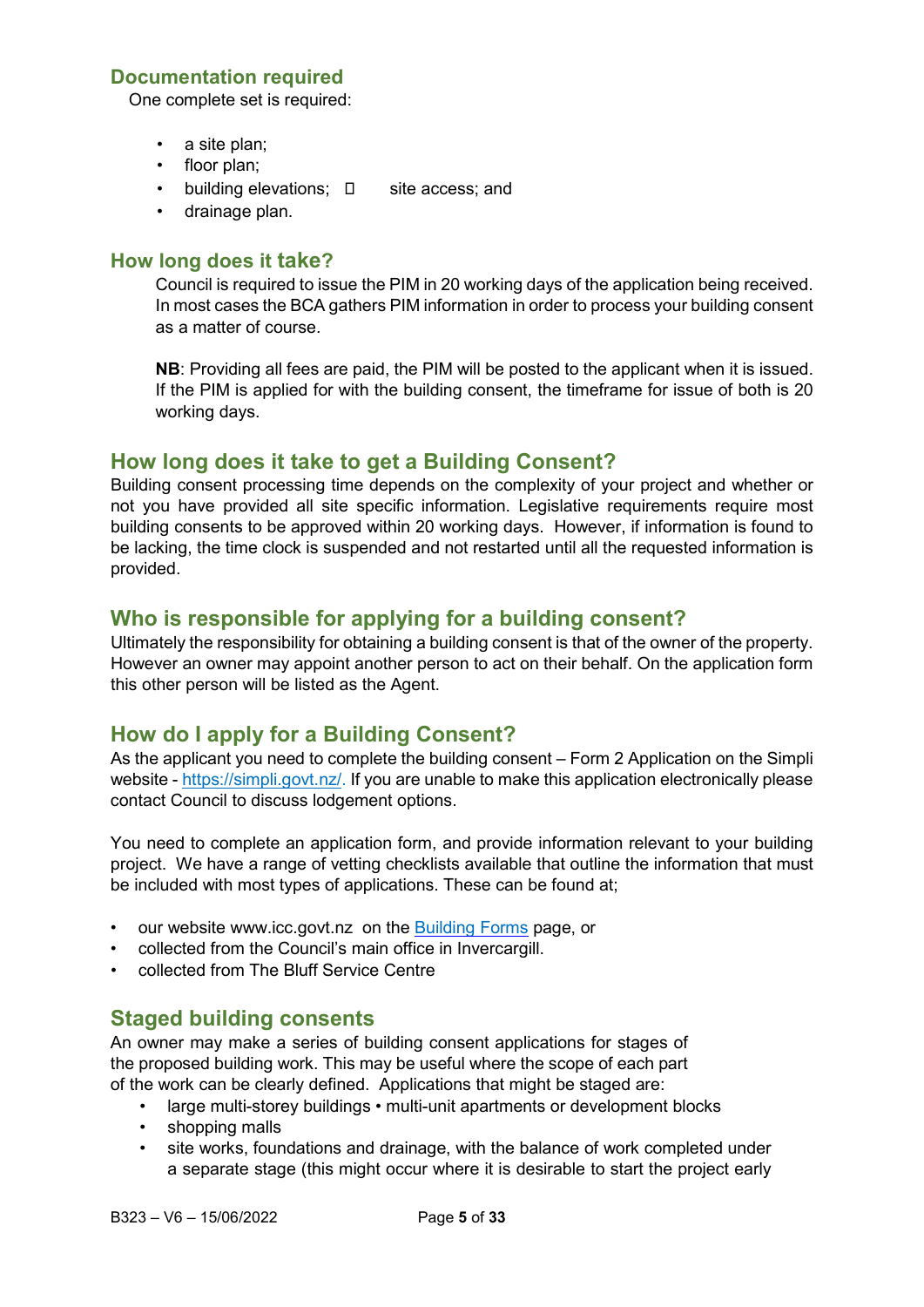## Documentation required

One complete set is required:

- a site plan;
- floor plan;
- building elevations;  site access; and
- drainage plan.

## How long does it take?

Council is required to issue the PIM in 20 working days of the application being received. In most cases the BCA gathers PIM information in order to process your building consent as a matter of course.

**NB**: Providing all fees are paid, the PIM will be posted to the applicant when it is issued. If the PIM is applied for with the building consent, the timeframe for issue of both is 20 working days.

## How long does it take to get a Building Consent?

Building consent processing time depends on the complexity of your project and whether or not you have provided all site specific information. Legislative requirements require most building consents to be approved within 20 working days. However, if information is found to be lacking, the time clock is suspended and not restarted until all the requested information is provided.

## Who is responsible for applying for a building consent?

Ultimately the responsibility for obtaining a building consent is that of the owner of the property. However an owner may appoint another person to act on their behalf. On the application form this other person will be listed as the Agent.

## How do I apply for a Building Consent?

As the applicant you need to complete the building consent – Form 2 Application on the Simpli website - [https://simpli.govt.nz/](https://simpli.govt.nz/). If you are unable to make this application electronically please contact Council to discuss lodgement options.

You need to complete an application form, and provide information relevant to your building project. We have a range of vetting checklists available that outline the information that must be included with most types of applications. These can be found at;

- our website www.icc.govt.nz on the Building Forms page, or
- collected from the Council's main office in Invercargill.
- collected from The Bluff Service Centre

## Staged building consents

An owner may make a series of building consent applications for stages of the proposed building work. This may be useful where the scope of each part of the work can be clearly defined. Applications that might be staged are:

- large multi-storey buildings • multi-unit apartments or development blocks
- shopping malls
- site works, foundations and drainage, with the balance of work completed under a separate stage (this might occur where it is desirable to start the project early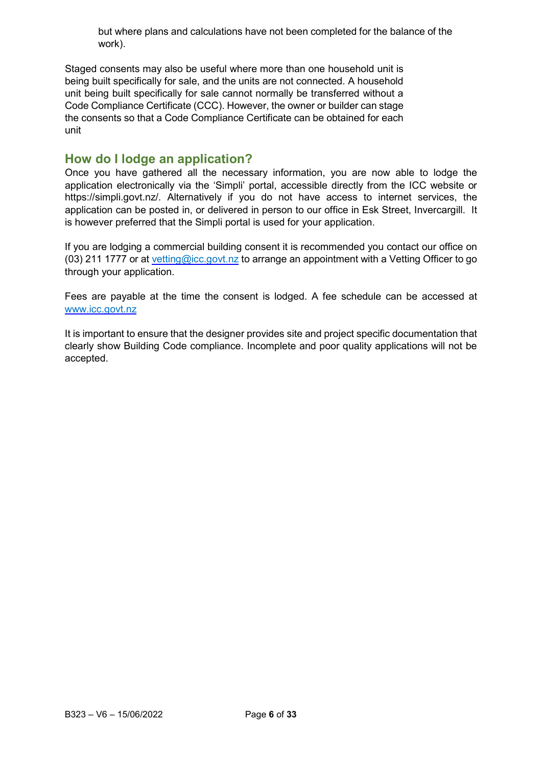but where plans and calculations have not been completed for the balance of the work).

Staged consents may also be useful where more than one household unit is being built specifically for sale, and the units are not connected. A household unit being built specifically for sale cannot normally be transferred without a Code Compliance Certificate (CCC). However, the owner or builder can stage the consents so that a Code Compliance Certificate can be obtained for each unit

## How do I lodge an application?

Once you have gathered all the necessary information, you are now able to lodge the application electronically via the 'Simpli' portal, accessible directly from the ICC website or https://simpli.govt.nz/. Alternatively if you do not have access to internet services, the application can be posted in, or delivered in person to our office in Esk Street, Invercargill. It is however preferred that the Simpli portal is used for your application.

If you are lodging a commercial building consent it is recommended you contact our office on (03) 211 1777 or at [vetting@icc.govt.nz](mailto:vetting@icc.govt.nz) to arrange an appointment with a Vetting Officer to go through your application.

Fees are payable at the time the consent is lodged. A fee schedule can be accessed at [www.icc.govt.nz](http://www.icc.govt.nz)

It is important to ensure that the designer provides site and project specific documentation that clearly show Building Code compliance. Incomplete and poor quality applications will not be accepted.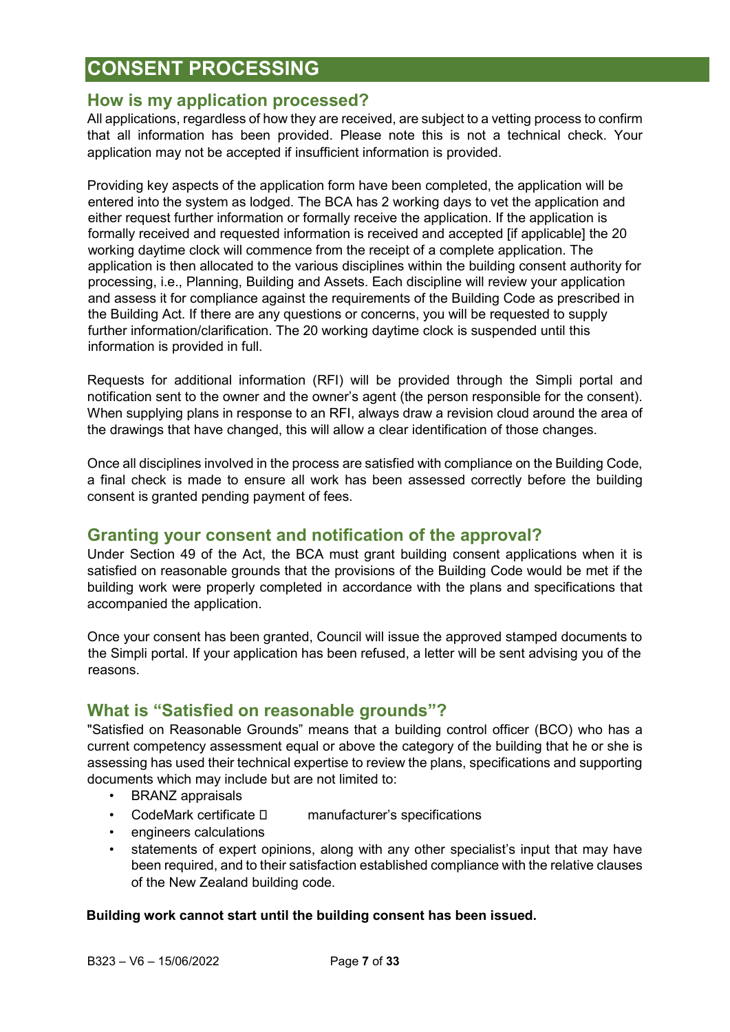# CONSENT PROCESSING

## How is my application processed?

All applications, regardless of how they are received, are subject to a vetting process to confirm that all information has been provided. Please note this is not a technical check. Your application may not be accepted if insufficient information is provided.

Providing key aspects of the application form have been completed, the application will be entered into the system as lodged. The BCA has 2 working days to vet the application and either request further information or formally receive the application. If the application is formally received and requested information is received and accepted [if applicable] the 20 working daytime clock will commence from the receipt of a complete application. The application is then allocated to the various disciplines within the building consent authority for processing, i.e., Planning, Building and Assets. Each discipline will review your application and assess it for compliance against the requirements of the Building Code as prescribed in the Building Act. If there are any questions or concerns, you will be requested to supply further information/clarification. The 20 working daytime clock is suspended until this information is provided in full.

Requests for additional information (RFI) will be provided through the Simpli portal and notification sent to the owner and the owner's agent (the person responsible for the consent). When supplying plans in response to an RFI, always draw a revision cloud around the area of the drawings that have changed, this will allow a clear identification of those changes.

Once all disciplines involved in the process are satisfied with compliance on the Building Code, a final check is made to ensure all work has been assessed correctly before the building consent is granted pending payment of fees.

## Granting your consent and notification of the approval?

Under Section 49 of the Act, the BCA must grant building consent applications when it is satisfied on reasonable grounds that the provisions of the Building Code would be met if the building work were properly completed in accordance with the plans and specifications that accompanied the application.

Once your consent has been granted, Council will issue the approved stamped documents to the Simpli portal. If your application has been refused, a letter will be sent advising you of the reasons.

## What is "Satisfied on reasonable grounds"?

"Satisfied on Reasonable Grounds" means that a building control officer (BCO) who has a current competency assessment equal or above the category of the building that he or she is assessing has used their technical expertise to review the plans, specifications and supporting documents which may include but are not limited to:

- BRANZ appraisals
- CodeMark certificate
- manufacturer's specifications
- engineers calculations
- statements of expert opinions, along with any other specialist's input that may have been required, and to their satisfaction established compliance with the relative clauses of the New Zealand building code.

**Building work cannot start until the building consent has been issued.**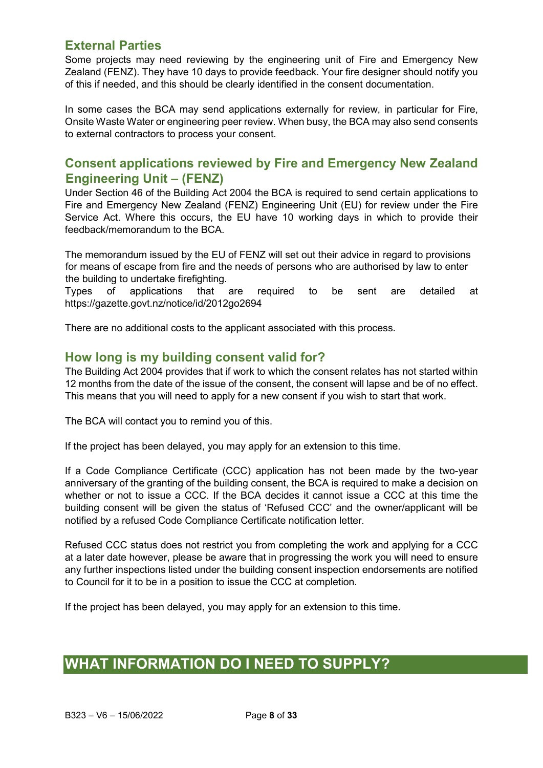## External Parties

Some projects may need reviewing by the engineering unit of Fire and Emergency New Zealand (FENZ). They have 10 days to provide feedback. Your fire designer should notify you of this if needed, and this should be clearly identified in the consent documentation.

In some cases the BCA may send applications externally for review, in particular for Fire, Onsite Waste Water or engineering peer review. When busy, the BCA may also send consents to external contractors to process your consent.

## Consent applications reviewed by Fire and Emergency New Zealand Engineering Unit – (FENZ)

Under Section 46 of the Building Act 2004 the BCA is required to send certain applications to Fire and Emergency New Zealand (FENZ) Engineering Unit (EU) for review under the Fire Service Act. Where this occurs, the EU have 10 working days in which to provide their feedback/memorandum to the BCA.

The memorandum issued by the EU of FENZ will set out their advice in regard to provisions for means of escape from fire and the needs of persons who are authorised by law to enter the building to undertake firefighting.
Types of applications that are required to be sent are detailed at https://gazette.govt.nz/notice/id/2012go2694

There are no additional costs to the applicant associated with this process.

## How long is my building consent valid for?

The Building Act 2004 provides that if work to which the consent relates has not started within 12 months from the date of the issue of the consent, the consent will lapse and be of no effect. This means that you will need to apply for a new consent if you wish to start that work.

The BCA will contact you to remind you of this.

If the project has been delayed, you may apply for an extension to this time.

If a Code Compliance Certificate (CCC) application has not been made by the two-year anniversary of the granting of the building consent, the BCA is required to make a decision on whether or not to issue a CCC. If the BCA decides it cannot issue a CCC at this time the building consent will be given the status of 'Refused CCC' and the owner/applicant will be notified by a refused Code Compliance Certificate notification letter.

Refused CCC status does not restrict you from completing the work and applying for a CCC at a later date however, please be aware that in progressing the work you will need to ensure any further inspections listed under the building consent inspection endorsements are notified to Council for it to be in a position to issue the CCC at completion.

If the project has been delayed, you may apply for an extension to this time.

# WHAT INFORMATION DO I NEED TO SUPPLY?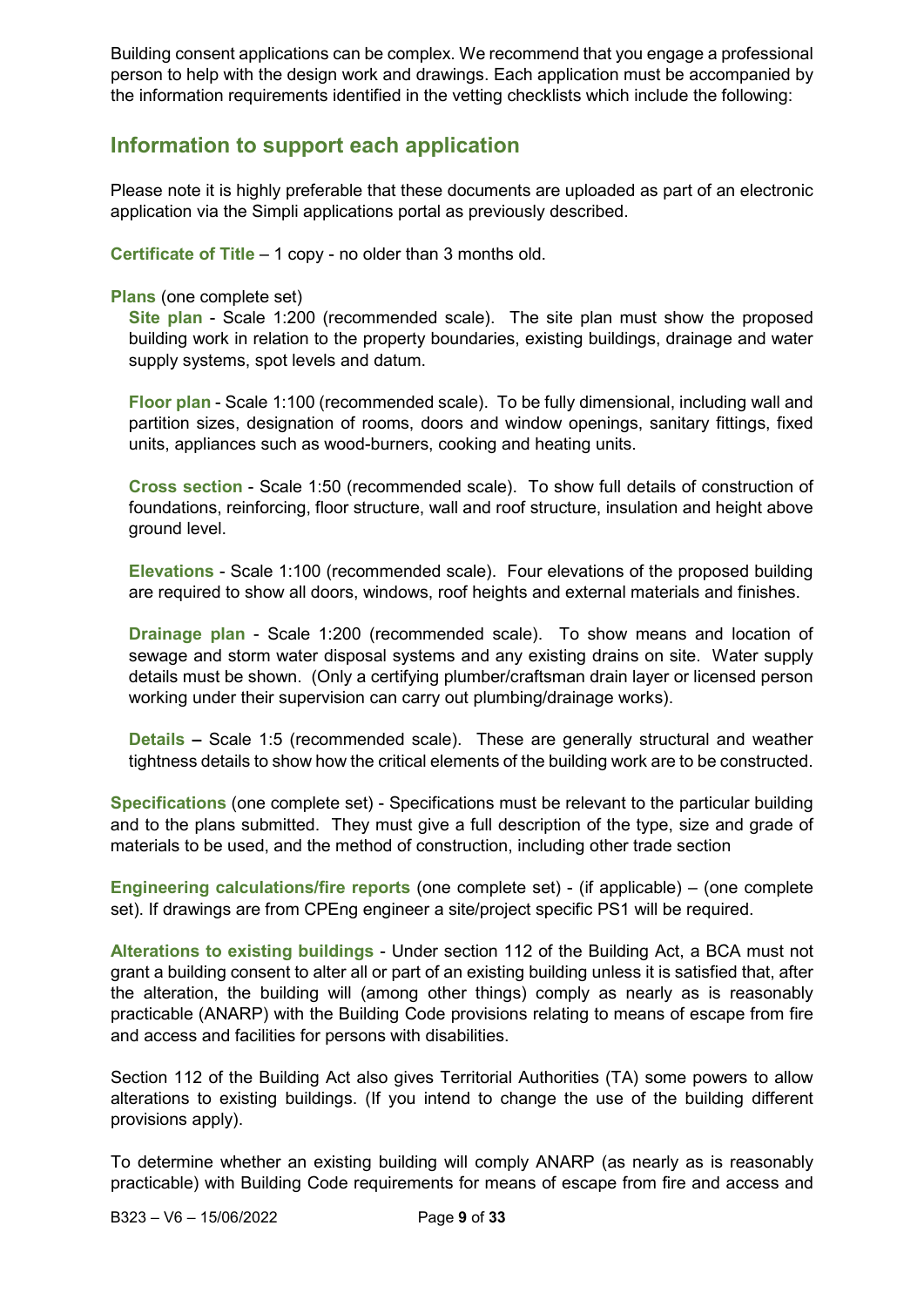Building consent applications can be complex. We recommend that you engage a professional person to help with the design work and drawings. Each application must be accompanied by the information requirements identified in the vetting checklists which include the following:

## Information to support each application

Please note it is highly preferable that these documents are uploaded as part of an electronic application via the Simpli applications portal as previously described.

**Certificate of Title** – 1 copy - no older than 3 months old.

**Plans** (one complete set)

**Site plan** - Scale 1:200 (recommended scale). The site plan must show the proposed building work in relation to the property boundaries, existing buildings, drainage and water supply systems, spot levels and datum.

**Floor plan** - Scale 1:100 (recommended scale). To be fully dimensional, including wall and partition sizes, designation of rooms, doors and window openings, sanitary fittings, fixed units, appliances such as wood-burners, cooking and heating units.

**Cross section** - Scale 1:50 (recommended scale). To show full details of construction of foundations, reinforcing, floor structure, wall and roof structure, insulation and height above ground level.

**Elevations** - Scale 1:100 (recommended scale). Four elevations of the proposed building are required to show all doors, windows, roof heights and external materials and finishes.

**Drainage plan** - Scale 1:200 (recommended scale). To show means and location of sewage and storm water disposal systems and any existing drains on site. Water supply details must be shown. (Only a certifying plumber/craftsman drain layer or licensed person working under their supervision can carry out plumbing/drainage works).

**Details –** Scale 1:5 (recommended scale). These are generally structural and weather tightness details to show how the critical elements of the building work are to be constructed.

**Specifications** (one complete set) - Specifications must be relevant to the particular building and to the plans submitted. They must give a full description of the type, size and grade of materials to be used, and the method of construction, including other trade section

**Engineering calculations/fire reports** (one complete set) - (if applicable) – (one complete set). If drawings are from CPEng engineer a site/project specific PS1 will be required.

**Alterations to existing buildings** - Under section 112 of the Building Act, a BCA must not grant a building consent to alter all or part of an existing building unless it is satisfied that, after the alteration, the building will (among other things) comply as nearly as is reasonably practicable (ANARP) with the Building Code provisions relating to means of escape from fire and access and facilities for persons with disabilities.

Section 112 of the Building Act also gives Territorial Authorities (TA) some powers to allow alterations to existing buildings. (If you intend to change the use of the building different provisions apply).

To determine whether an existing building will comply ANARP (as nearly as is reasonably practicable) with Building Code requirements for means of escape from fire and access and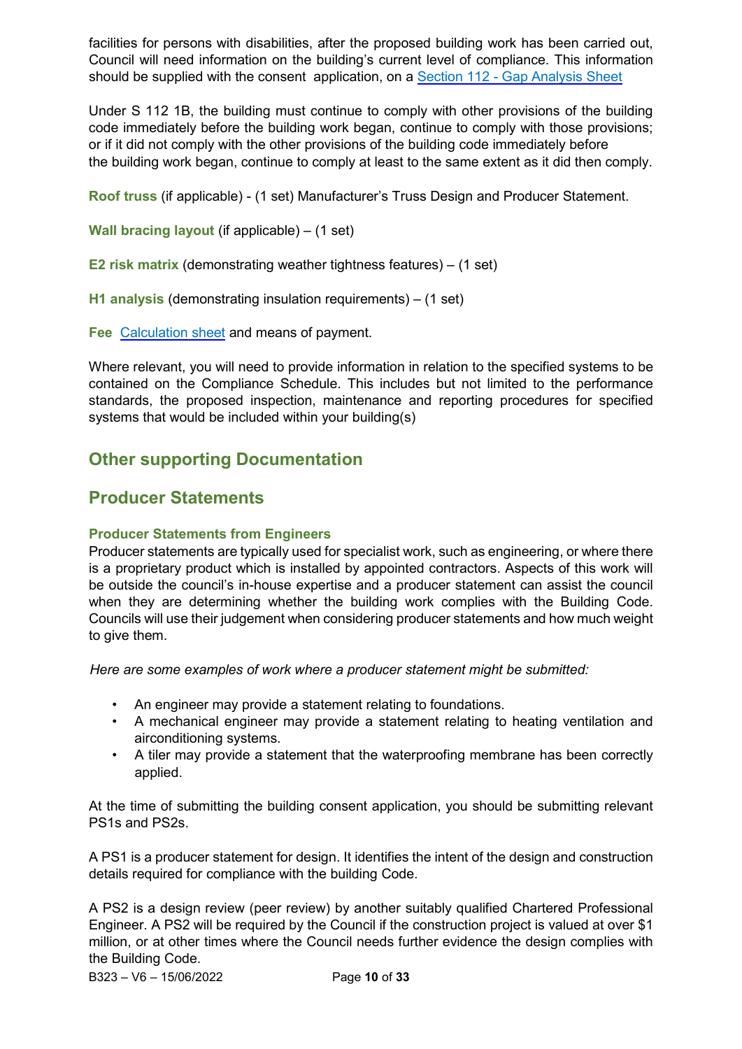facilities for persons with disabilities, after the proposed building work has been carried out, Council will need information on the building's current level of compliance. This information should be supplied with the consent application, on a [Section 112 - Gap Analysis Sheet]

Under S 112 1B, the building must continue to comply with other provisions of the building code immediately before the building work began, continue to comply with those provisions; or if it did not comply with the other provisions of the building code immediately before the building work began, continue to comply at least to the same extent as it did then comply.

**Roof truss** (if applicable) - (1 set) Manufacturer's Truss Design and Producer Statement.

**Wall bracing layout** (if applicable) – (1 set)

**E2 risk matrix** (demonstrating weather tightness features) – (1 set)

**H1 analysis** (demonstrating insulation requirements) – (1 set)

**Fee** [Calculation sheet] and means of payment.

Where relevant, you will need to provide information in relation to the specified systems to be contained on the Compliance Schedule. This includes but not limited to the performance standards, the proposed inspection, maintenance and reporting procedures for specified systems that would be included within your building(s)

## Other supporting Documentation

## Producer Statements

### Producer Statements from Engineers

Producer statements are typically used for specialist work, such as engineering, or where there is a proprietary product which is installed by appointed contractors. Aspects of this work will be outside the council's in-house expertise and a producer statement can assist the council when they are determining whether the building work complies with the Building Code. Councils will use their judgement when considering producer statements and how much weight to give them.

*Here are some examples of work where a producer statement might be submitted:*

- An engineer may provide a statement relating to foundations.
- A mechanical engineer may provide a statement relating to heating ventilation and airconditioning systems.
- A tiler may provide a statement that the waterproofing membrane has been correctly applied.

At the time of submitting the building consent application, you should be submitting relevant PS1s and PS2s.

A PS1 is a producer statement for design. It identifies the intent of the design and construction details required for compliance with the building Code.

A PS2 is a design review (peer review) by another suitably qualified Chartered Professional Engineer. A PS2 will be required by the Council if the construction project is valued at over $1 million, or at other times where the Council needs further evidence the design complies with the Building Code.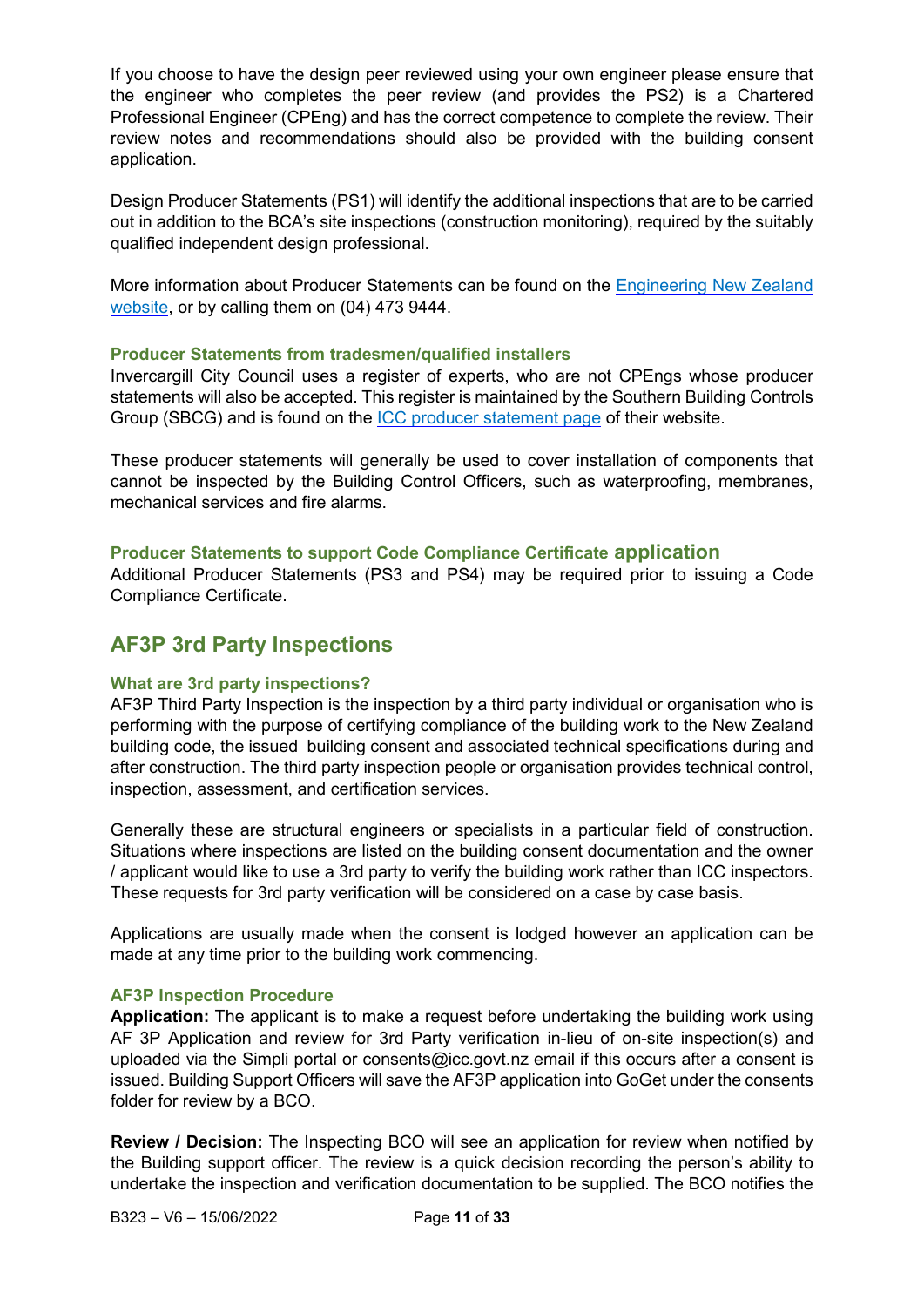If you choose to have the design peer reviewed using your own engineer please ensure that the engineer who completes the peer review (and provides the PS2) is a Chartered Professional Engineer (CPEng) and has the correct competence to complete the review. Their review notes and recommendations should also be provided with the building consent application.

Design Producer Statements (PS1) will identify the additional inspections that are to be carried out in addition to the BCA's site inspections (construction monitoring), required by the suitably qualified independent design professional.

More information about Producer Statements can be found on the [Engineering New Zealand website](), or by calling them on (04) 473 9444.

### Producer Statements from tradesmen/qualified installers

Invercargill City Council uses a register of experts, who are not CPEngs whose producer statements will also be accepted. This register is maintained by the Southern Building Controls Group (SBCG) and is found on the [ICC producer statement page]() of their website.

These producer statements will generally be used to cover installation of components that cannot be inspected by the Building Control Officers, such as waterproofing, membranes, mechanical services and fire alarms.

### Producer Statements to support Code Compliance Certificate application

Additional Producer Statements (PS3 and PS4) may be required prior to issuing a Code Compliance Certificate.

## AF3P 3rd Party Inspections

### What are 3rd party inspections?

AF3P Third Party Inspection is the inspection by a third party individual or organisation who is performing with the purpose of certifying compliance of the building work to the New Zealand building code, the issued building consent and associated technical specifications during and after construction. The third party inspection people or organisation provides technical control, inspection, assessment, and certification services.

Generally these are structural engineers or specialists in a particular field of construction. Situations where inspections are listed on the building consent documentation and the owner / applicant would like to use a 3rd party to verify the building work rather than ICC inspectors. These requests for 3rd party verification will be considered on a case by case basis.

Applications are usually made when the consent is lodged however an application can be made at any time prior to the building work commencing.

### AF3P Inspection Procedure

**Application:** The applicant is to make a request before undertaking the building work using AF 3P Application and review for 3rd Party verification in-lieu of on-site inspection(s) and uploaded via the Simpli portal or consents@icc.govt.nz email if this occurs after a consent is issued. Building Support Officers will save the AF3P application into GoGet under the consents folder for review by a BCO.

**Review / Decision:** The Inspecting BCO will see an application for review when notified by the Building support officer. The review is a quick decision recording the person's ability to undertake the inspection and verification documentation to be supplied. The BCO notifies the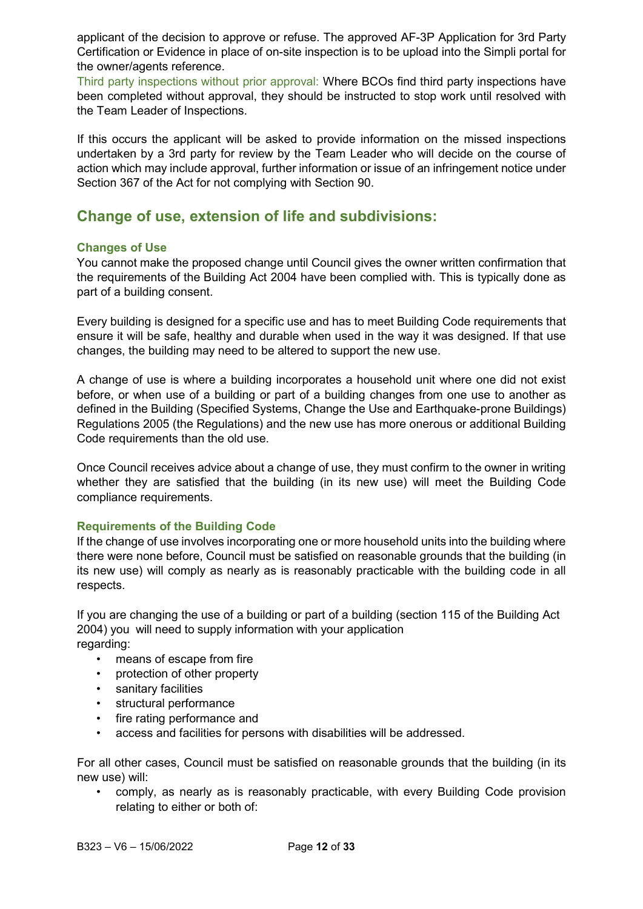applicant of the decision to approve or refuse. The approved AF-3P Application for 3rd Party Certification or Evidence in place of on-site inspection is to be upload into the Simpli portal for the owner/agents reference.

Third party inspections without prior approval: Where BCOs find third party inspections have been completed without approval, they should be instructed to stop work until resolved with the Team Leader of Inspections.

If this occurs the applicant will be asked to provide information on the missed inspections undertaken by a 3rd party for review by the Team Leader who will decide on the course of action which may include approval, further information or issue of an infringement notice under Section 367 of the Act for not complying with Section 90.

## Change of use, extension of life and subdivisions:

### Changes of Use

You cannot make the proposed change until Council gives the owner written confirmation that the requirements of the Building Act 2004 have been complied with. This is typically done as part of a building consent.

Every building is designed for a specific use and has to meet Building Code requirements that ensure it will be safe, healthy and durable when used in the way it was designed. If that use changes, the building may need to be altered to support the new use.

A change of use is where a building incorporates a household unit where one did not exist before, or when use of a building or part of a building changes from one use to another as defined in the Building (Specified Systems, Change the Use and Earthquake-prone Buildings) Regulations 2005 (the Regulations) and the new use has more onerous or additional Building Code requirements than the old use.

Once Council receives advice about a change of use, they must confirm to the owner in writing whether they are satisfied that the building (in its new use) will meet the Building Code compliance requirements.

### Requirements of the Building Code

If the change of use involves incorporating one or more household units into the building where there were none before, Council must be satisfied on reasonable grounds that the building (in its new use) will comply as nearly as is reasonably practicable with the building code in all respects.

If you are changing the use of a building or part of a building (section 115 of the Building Act 2004) you will need to supply information with your application regarding:

- means of escape from fire
- protection of other property
- sanitary facilities
- structural performance
- fire rating performance and
- access and facilities for persons with disabilities will be addressed.

For all other cases, Council must be satisfied on reasonable grounds that the building (in its new use) will:

- comply, as nearly as is reasonably practicable, with every Building Code provision relating to either or both of: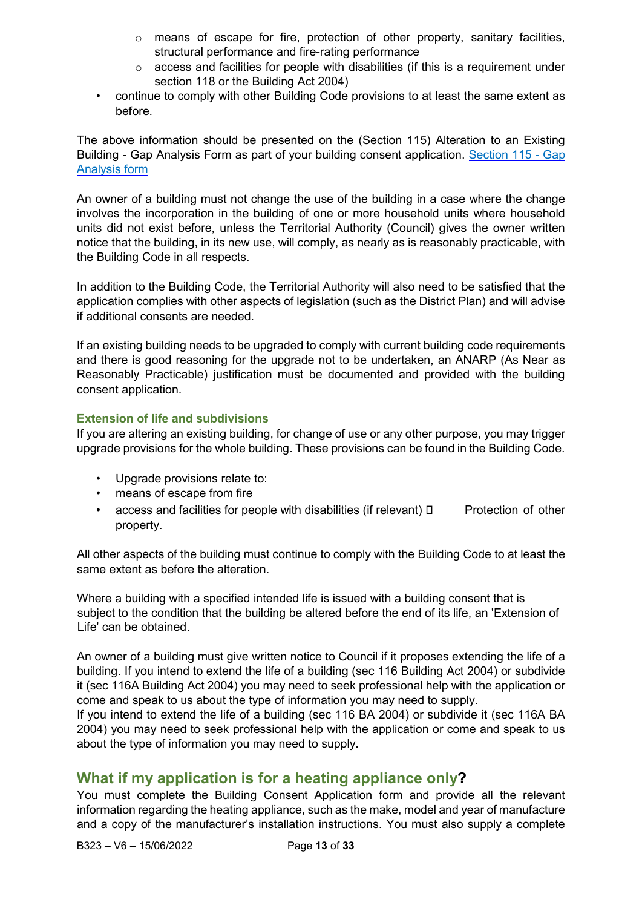- means of escape for fire, protection of other property, sanitary facilities, structural performance and fire-rating performance
    - access and facilities for people with disabilities (if this is a requirement under section 118 or the Building Act 2004)
- continue to comply with other Building Code provisions to at least the same extent as before.

The above information should be presented on the (Section 115) Alteration to an Existing Building - Gap Analysis Form as part of your building consent application. [Section 115 - Gap Analysis form]

An owner of a building must not change the use of the building in a case where the change involves the incorporation in the building of one or more household units where household units did not exist before, unless the Territorial Authority (Council) gives the owner written notice that the building, in its new use, will comply, as nearly as is reasonably practicable, with the Building Code in all respects.

In addition to the Building Code, the Territorial Authority will also need to be satisfied that the application complies with other aspects of legislation (such as the District Plan) and will advise if additional consents are needed.

If an existing building needs to be upgraded to comply with current building code requirements and there is good reasoning for the upgrade not to be undertaken, an ANARP (As Near as Reasonably Practicable) justification must be documented and provided with the building consent application.

### Extension of life and subdivisions

If you are altering an existing building, for change of use or any other purpose, you may trigger upgrade provisions for the whole building. These provisions can be found in the Building Code.

- Upgrade provisions relate to:
- means of escape from fire
- access and facilities for people with disabilities (if relevant)  Protection of other property.

All other aspects of the building must continue to comply with the Building Code to at least the same extent as before the alteration.

Where a building with a specified intended life is issued with a building consent that is subject to the condition that the building be altered before the end of its life, an 'Extension of Life' can be obtained.

An owner of a building must give written notice to Council if it proposes extending the life of a building. If you intend to extend the life of a building (sec 116 Building Act 2004) or subdivide it (sec 116A Building Act 2004) you may need to seek professional help with the application or come and speak to us about the type of information you may need to supply.
If you intend to extend the life of a building (sec 116 BA 2004) or subdivide it (sec 116A BA 2004) you may need to seek professional help with the application or come and speak to us about the type of information you may need to supply.

## What if my application is for a heating appliance only?

You must complete the Building Consent Application form and provide all the relevant information regarding the heating appliance, such as the make, model and year of manufacture and a copy of the manufacturer's installation instructions. You must also supply a complete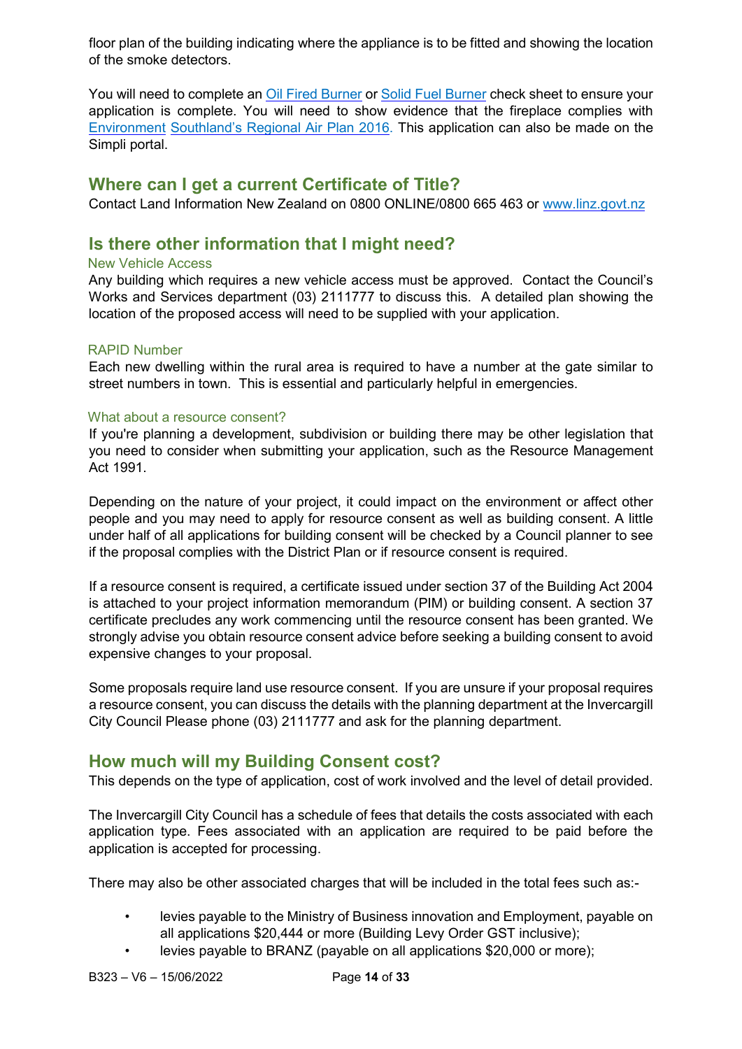floor plan of the building indicating where the appliance is to be fitted and showing the location of the smoke detectors.

You will need to complete an Oil Fired Burner or Solid Fuel Burner check sheet to ensure your application is complete. You will need to show evidence that the fireplace complies with Environment Southland's Regional Air Plan 2016. This application can also be made on the Simpli portal.

## Where can I get a current Certificate of Title?

Contact Land Information New Zealand on 0800 ONLINE/0800 665 463 or www.linz.govt.nz

## Is there other information that I might need?

### New Vehicle Access

Any building which requires a new vehicle access must be approved. Contact the Council's Works and Services department (03) 2111777 to discuss this. A detailed plan showing the location of the proposed access will need to be supplied with your application.

### RAPID Number

Each new dwelling within the rural area is required to have a number at the gate similar to street numbers in town. This is essential and particularly helpful in emergencies.

### What about a resource consent?

If you're planning a development, subdivision or building there may be other legislation that you need to consider when submitting your application, such as the Resource Management Act 1991.

Depending on the nature of your project, it could impact on the environment or affect other people and you may need to apply for resource consent as well as building consent. A little under half of all applications for building consent will be checked by a Council planner to see if the proposal complies with the District Plan or if resource consent is required.

If a resource consent is required, a certificate issued under section 37 of the Building Act 2004 is attached to your project information memorandum (PIM) or building consent. A section 37 certificate precludes any work commencing until the resource consent has been granted. We strongly advise you obtain resource consent advice before seeking a building consent to avoid expensive changes to your proposal.

Some proposals require land use resource consent. If you are unsure if your proposal requires a resource consent, you can discuss the details with the planning department at the Invercargill City Council Please phone (03) 2111777 and ask for the planning department.

## How much will my Building Consent cost?

This depends on the type of application, cost of work involved and the level of detail provided.

The Invercargill City Council has a schedule of fees that details the costs associated with each application type. Fees associated with an application are required to be paid before the application is accepted for processing.

There may also be other associated charges that will be included in the total fees such as:-

- levies payable to the Ministry of Business innovation and Employment, payable on all applications $20,444 or more (Building Levy Order GST inclusive);
- levies payable to BRANZ (payable on all applications $20,000 or more);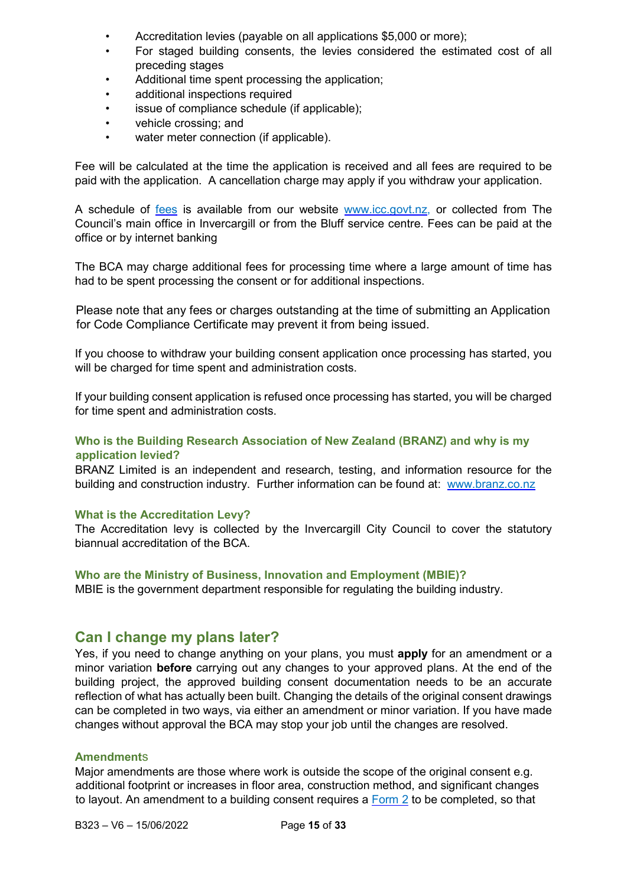- Accreditation levies (payable on all applications $5,000 or more);
- For staged building consents, the levies considered the estimated cost of all preceding stages
- Additional time spent processing the application;
- additional inspections required
- issue of compliance schedule (if applicable);
- vehicle crossing; and
- water meter connection (if applicable).

Fee will be calculated at the time the application is received and all fees are required to be paid with the application. A cancellation charge may apply if you withdraw your application.

A schedule of [fees](fees) is available from our website [www.icc.govt.nz](www.icc.govt.nz), or collected from The Council's main office in Invercargill or from the Bluff service centre. Fees can be paid at the office or by internet banking

The BCA may charge additional fees for processing time where a large amount of time has had to be spent processing the consent or for additional inspections.

Please note that any fees or charges outstanding at the time of submitting an Application for Code Compliance Certificate may prevent it from being issued.

If you choose to withdraw your building consent application once processing has started, you will be charged for time spent and administration costs.

If your building consent application is refused once processing has started, you will be charged for time spent and administration costs.

#### Who is the Building Research Association of New Zealand (BRANZ) and why is my application levied?

BRANZ Limited is an independent and research, testing, and information resource for the building and construction industry. Further information can be found at: [www.branz.co.nz](www.branz.co.nz)

#### What is the Accreditation Levy?

The Accreditation levy is collected by the Invercargill City Council to cover the statutory biannual accreditation of the BCA.

#### Who are the Ministry of Business, Innovation and Employment (MBIE)?

MBIE is the government department responsible for regulating the building industry.

## Can I change my plans later?

Yes, if you need to change anything on your plans, you must **apply** for an amendment or a minor variation **before** carrying out any changes to your approved plans. At the end of the building project, the approved building consent documentation needs to be an accurate reflection of what has actually been built. Changing the details of the original consent drawings can be completed in two ways, via either an amendment or minor variation. If you have made changes without approval the BCA may stop your job until the changes are resolved.

#### Amendments

Major amendments are those where work is outside the scope of the original consent e.g. additional footprint or increases in floor area, construction method, and significant changes to layout. An amendment to a building consent requires a [Form 2](Form 2) to be completed, so that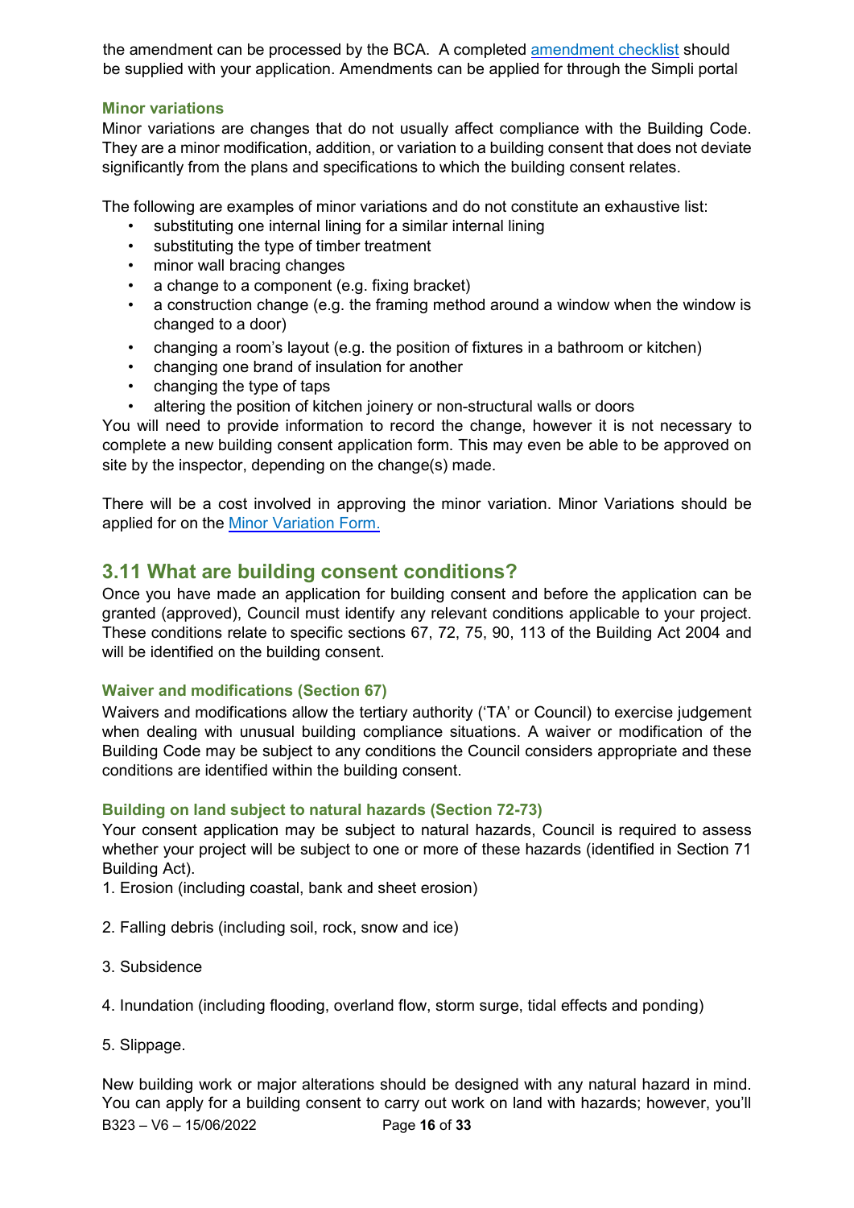the amendment can be processed by the BCA. A completed amendment checklist should be supplied with your application. Amendments can be applied for through the Simpli portal

### Minor variations

Minor variations are changes that do not usually affect compliance with the Building Code. They are a minor modification, addition, or variation to a building consent that does not deviate significantly from the plans and specifications to which the building consent relates.

The following are examples of minor variations and do not constitute an exhaustive list:

- substituting one internal lining for a similar internal lining
- substituting the type of timber treatment
- minor wall bracing changes
- a change to a component (e.g. fixing bracket)
- a construction change (e.g. the framing method around a window when the window is changed to a door)
- changing a room's layout (e.g. the position of fixtures in a bathroom or kitchen)
- changing one brand of insulation for another
- changing the type of taps
- altering the position of kitchen joinery or non-structural walls or doors

You will need to provide information to record the change, however it is not necessary to complete a new building consent application form. This may even be able to be approved on site by the inspector, depending on the change(s) made.

There will be a cost involved in approving the minor variation. Minor Variations should be applied for on the Minor Variation Form.

## 3.11 What are building consent conditions?

Once you have made an application for building consent and before the application can be granted (approved), Council must identify any relevant conditions applicable to your project. These conditions relate to specific sections 67, 72, 75, 90, 113 of the Building Act 2004 and will be identified on the building consent.

### Waiver and modifications (Section 67)

Waivers and modifications allow the tertiary authority ('TA' or Council) to exercise judgement when dealing with unusual building compliance situations. A waiver or modification of the Building Code may be subject to any conditions the Council considers appropriate and these conditions are identified within the building consent.

### Building on land subject to natural hazards (Section 72-73)

Your consent application may be subject to natural hazards, Council is required to assess whether your project will be subject to one or more of these hazards (identified in Section 71 Building Act).

1. Erosion (including coastal, bank and sheet erosion)

2. Falling debris (including soil, rock, snow and ice)

3. Subsidence

4. Inundation (including flooding, overland flow, storm surge, tidal effects and ponding)

5. Slippage.

New building work or major alterations should be designed with any natural hazard in mind. You can apply for a building consent to carry out work on land with hazards; however, you'll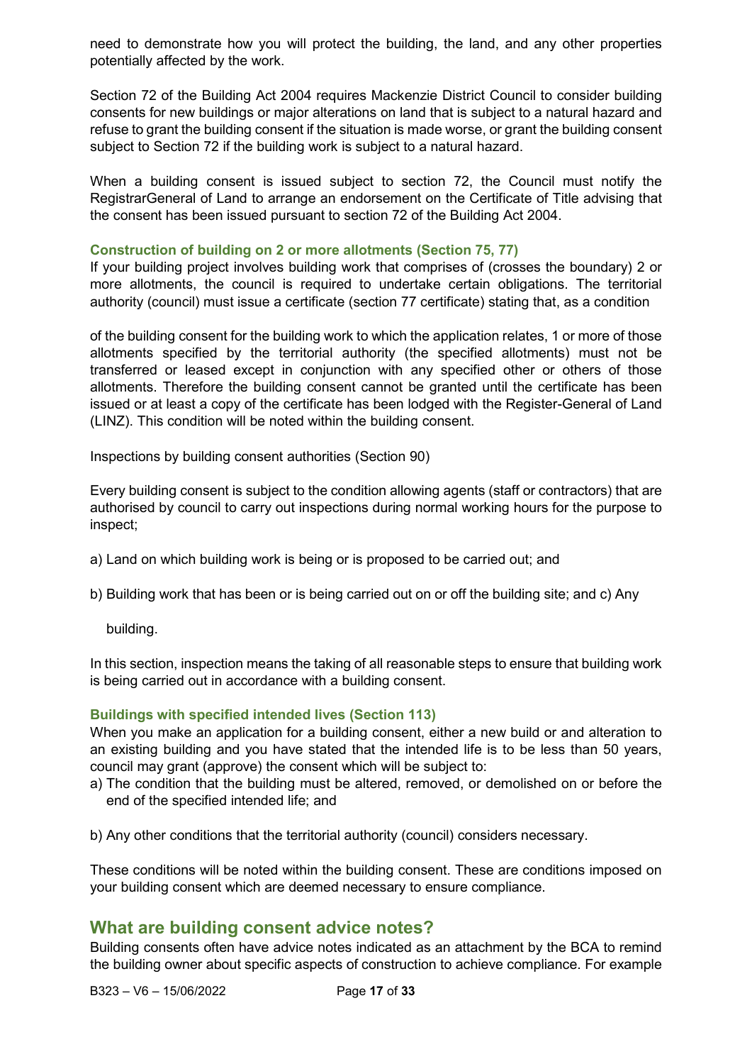need to demonstrate how you will protect the building, the land, and any other properties potentially affected by the work.

Section 72 of the Building Act 2004 requires Mackenzie District Council to consider building consents for new buildings or major alterations on land that is subject to a natural hazard and refuse to grant the building consent if the situation is made worse, or grant the building consent subject to Section 72 if the building work is subject to a natural hazard.

When a building consent is issued subject to section 72, the Council must notify the RegistrarGeneral of Land to arrange an endorsement on the Certificate of Title advising that the consent has been issued pursuant to section 72 of the Building Act 2004.

### Construction of building on 2 or more allotments (Section 75, 77)

If your building project involves building work that comprises of (crosses the boundary) 2 or more allotments, the council is required to undertake certain obligations. The territorial authority (council) must issue a certificate (section 77 certificate) stating that, as a condition

of the building consent for the building work to which the application relates, 1 or more of those allotments specified by the territorial authority (the specified allotments) must not be transferred or leased except in conjunction with any specified other or others of those allotments. Therefore the building consent cannot be granted until the certificate has been issued or at least a copy of the certificate has been lodged with the Register-General of Land (LINZ). This condition will be noted within the building consent.

Inspections by building consent authorities (Section 90)

Every building consent is subject to the condition allowing agents (staff or contractors) that are authorised by council to carry out inspections during normal working hours for the purpose to inspect;

a) Land on which building work is being or is proposed to be carried out; and

b) Building work that has been or is being carried out on or off the building site; and c) Any

building.

In this section, inspection means the taking of all reasonable steps to ensure that building work is being carried out in accordance with a building consent.

### Buildings with specified intended lives (Section 113)

When you make an application for a building consent, either a new build or and alteration to an existing building and you have stated that the intended life is to be less than 50 years, council may grant (approve) the consent which will be subject to:

a) The condition that the building must be altered, removed, or demolished on or before the end of the specified intended life; and

b) Any other conditions that the territorial authority (council) considers necessary.

These conditions will be noted within the building consent. These are conditions imposed on your building consent which are deemed necessary to ensure compliance.

## What are building consent advice notes?

Building consents often have advice notes indicated as an attachment by the BCA to remind the building owner about specific aspects of construction to achieve compliance. For example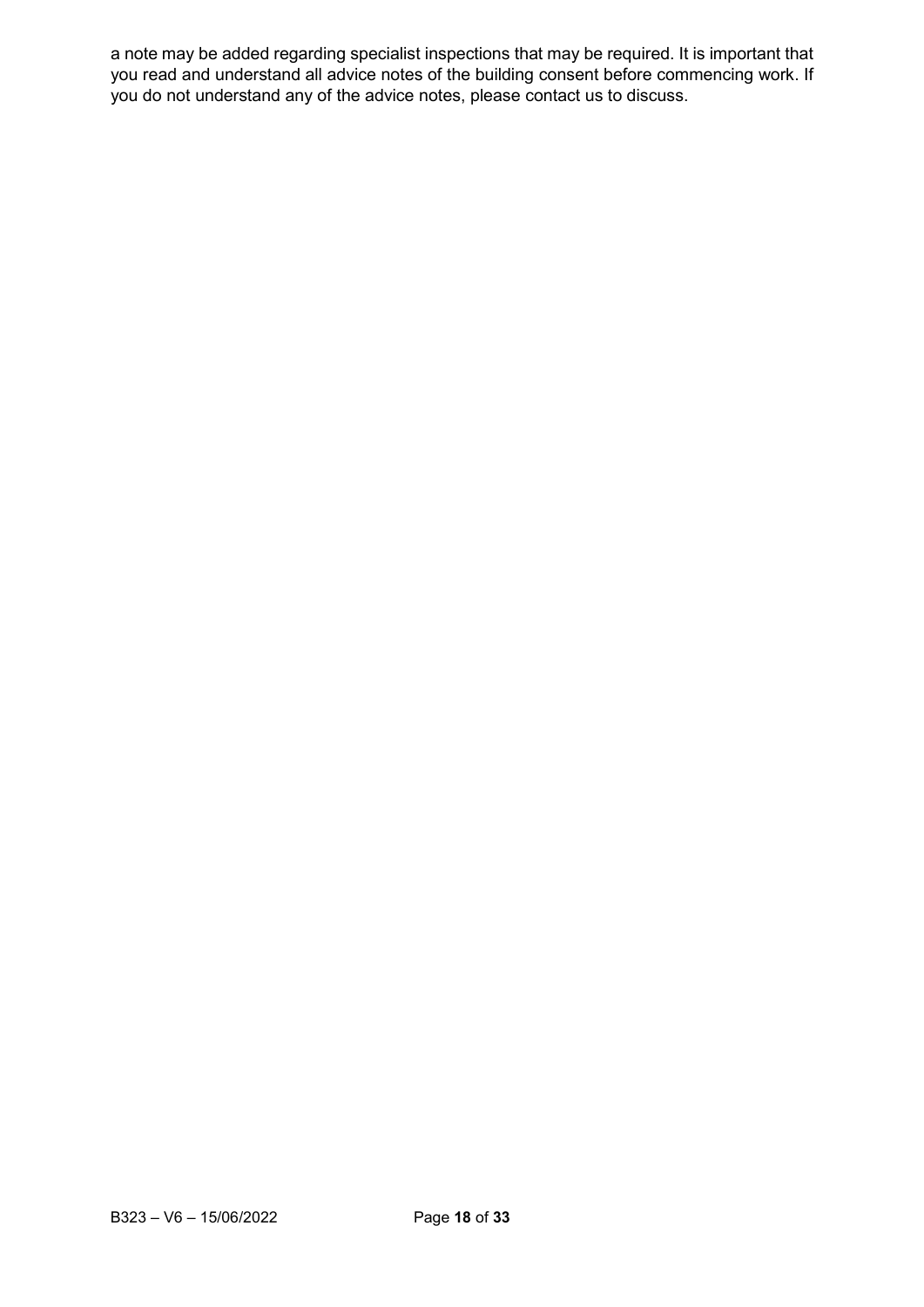a note may be added regarding specialist inspections that may be required. It is important that you read and understand all advice notes of the building consent before commencing work. If you do not understand any of the advice notes, please contact us to discuss.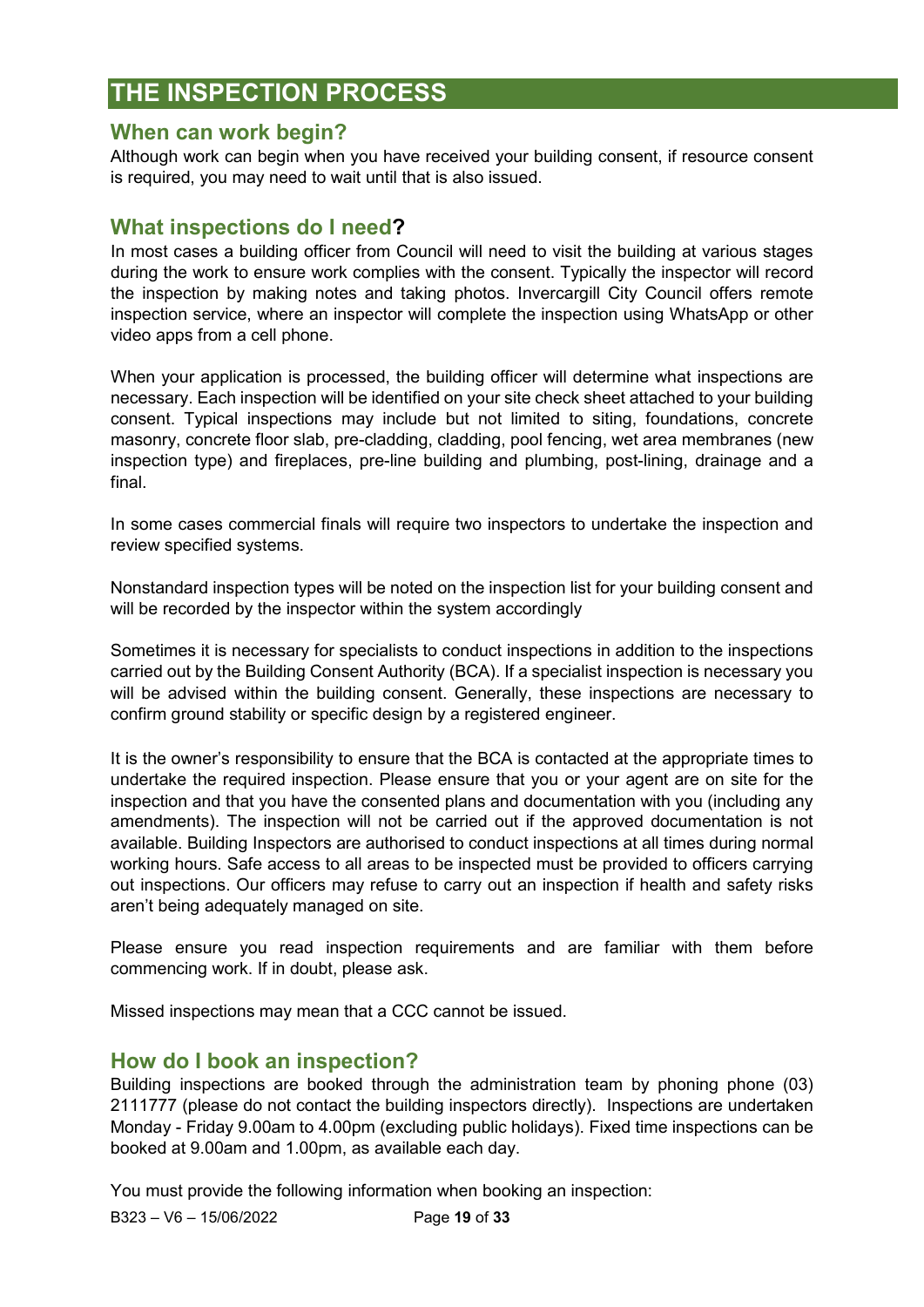# THE INSPECTION PROCESS

## When can work begin?

Although work can begin when you have received your building consent, if resource consent is required, you may need to wait until that is also issued.

## What inspections do I need?

In most cases a building officer from Council will need to visit the building at various stages during the work to ensure work complies with the consent. Typically the inspector will record the inspection by making notes and taking photos. Invercargill City Council offers remote inspection service, where an inspector will complete the inspection using WhatsApp or other video apps from a cell phone.

When your application is processed, the building officer will determine what inspections are necessary. Each inspection will be identified on your site check sheet attached to your building consent. Typical inspections may include but not limited to siting, foundations, concrete masonry, concrete floor slab, pre-cladding, cladding, pool fencing, wet area membranes (new inspection type) and fireplaces, pre-line building and plumbing, post-lining, drainage and a final.

In some cases commercial finals will require two inspectors to undertake the inspection and review specified systems.

Nonstandard inspection types will be noted on the inspection list for your building consent and will be recorded by the inspector within the system accordingly

Sometimes it is necessary for specialists to conduct inspections in addition to the inspections carried out by the Building Consent Authority (BCA). If a specialist inspection is necessary you will be advised within the building consent. Generally, these inspections are necessary to confirm ground stability or specific design by a registered engineer.

It is the owner's responsibility to ensure that the BCA is contacted at the appropriate times to undertake the required inspection. Please ensure that you or your agent are on site for the inspection and that you have the consented plans and documentation with you (including any amendments). The inspection will not be carried out if the approved documentation is not available. Building Inspectors are authorised to conduct inspections at all times during normal working hours. Safe access to all areas to be inspected must be provided to officers carrying out inspections. Our officers may refuse to carry out an inspection if health and safety risks aren't being adequately managed on site.

Please ensure you read inspection requirements and are familiar with them before commencing work. If in doubt, please ask.

Missed inspections may mean that a CCC cannot be issued.

## How do I book an inspection?

Building inspections are booked through the administration team by phoning phone (03) 2111777 (please do not contact the building inspectors directly). Inspections are undertaken Monday - Friday 9.00am to 4.00pm (excluding public holidays). Fixed time inspections can be booked at 9.00am and 1.00pm, as available each day.

You must provide the following information when booking an inspection: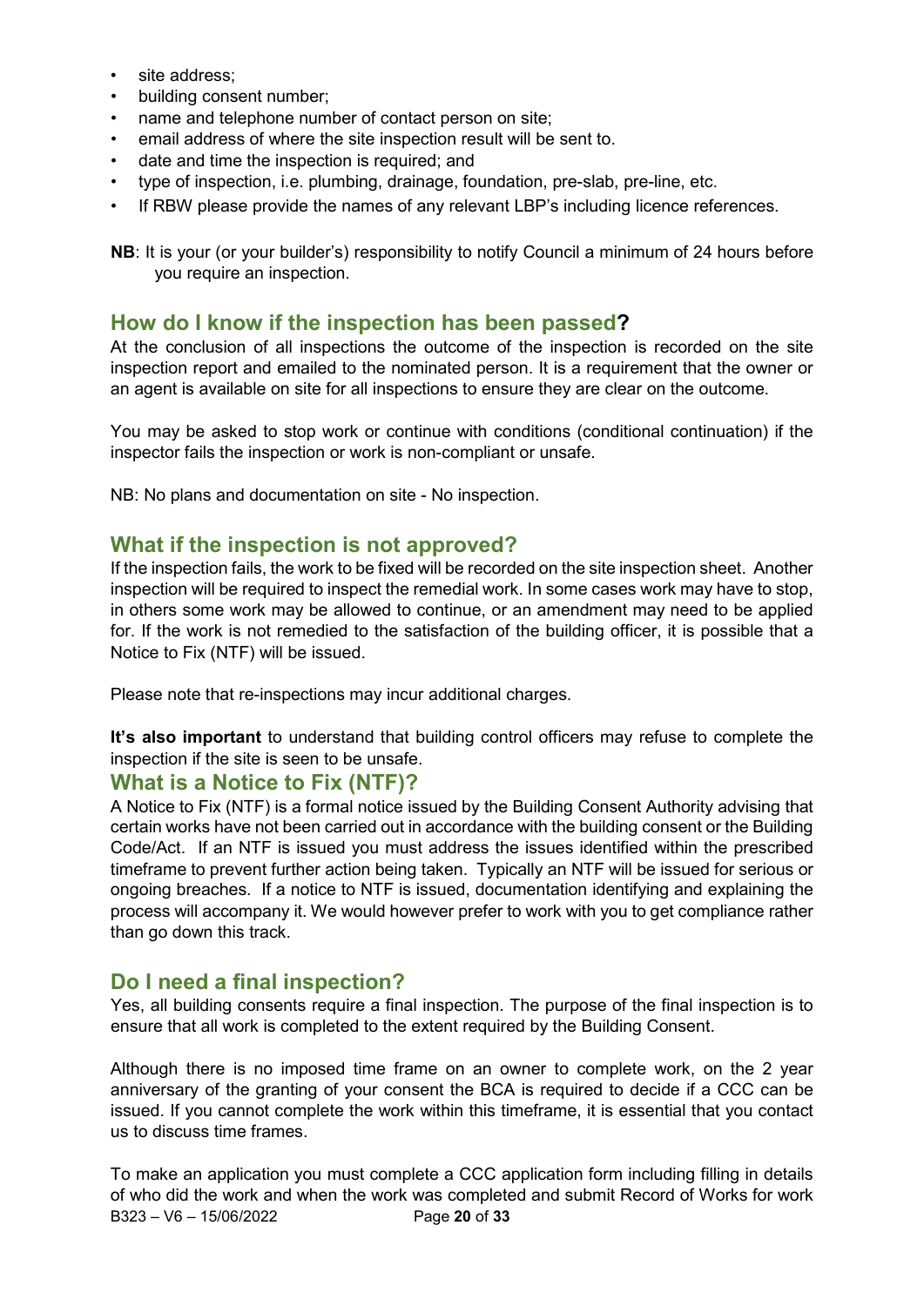- site address;
- building consent number;
- name and telephone number of contact person on site;
- email address of where the site inspection result will be sent to.
- date and time the inspection is required; and
- type of inspection, i.e. plumbing, drainage, foundation, pre-slab, pre-line, etc.
- If RBW please provide the names of any relevant LBP's including licence references.

**NB**: It is your (or your builder's) responsibility to notify Council a minimum of 24 hours before you require an inspection.

## How do I know if the inspection has been passed?

At the conclusion of all inspections the outcome of the inspection is recorded on the site inspection report and emailed to the nominated person. It is a requirement that the owner or an agent is available on site for all inspections to ensure they are clear on the outcome.

You may be asked to stop work or continue with conditions (conditional continuation) if the inspector fails the inspection or work is non-compliant or unsafe.

NB: No plans and documentation on site - No inspection.

## What if the inspection is not approved?

If the inspection fails, the work to be fixed will be recorded on the site inspection sheet. Another inspection will be required to inspect the remedial work. In some cases work may have to stop, in others some work may be allowed to continue, or an amendment may need to be applied for. If the work is not remedied to the satisfaction of the building officer, it is possible that a Notice to Fix (NTF) will be issued.

Please note that re-inspections may incur additional charges.

**It's also important** to understand that building control officers may refuse to complete the inspection if the site is seen to be unsafe.

## What is a Notice to Fix (NTF)?

A Notice to Fix (NTF) is a formal notice issued by the Building Consent Authority advising that certain works have not been carried out in accordance with the building consent or the Building Code/Act. If an NTF is issued you must address the issues identified within the prescribed timeframe to prevent further action being taken. Typically an NTF will be issued for serious or ongoing breaches. If a notice to NTF is issued, documentation identifying and explaining the process will accompany it. We would however prefer to work with you to get compliance rather than go down this track.

## Do I need a final inspection?

Yes, all building consents require a final inspection. The purpose of the final inspection is to ensure that all work is completed to the extent required by the Building Consent.

Although there is no imposed time frame on an owner to complete work, on the 2 year anniversary of the granting of your consent the BCA is required to decide if a CCC can be issued. If you cannot complete the work within this timeframe, it is essential that you contact us to discuss time frames.

To make an application you must complete a CCC application form including filling in details of who did the work and when the work was completed and submit Record of Works for work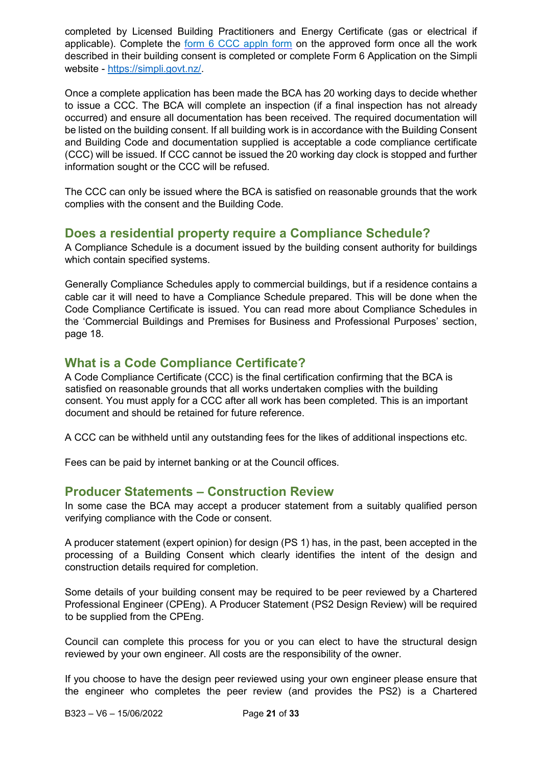completed by Licensed Building Practitioners and Energy Certificate (gas or electrical if applicable). Complete the [form 6 CCC appln form](form 6 CCC appln form) on the approved form once all the work described in their building consent is completed or complete Form 6 Application on the Simpli website - [https://simpli.govt.nz/](https://simpli.govt.nz/).

Once a complete application has been made the BCA has 20 working days to decide whether to issue a CCC. The BCA will complete an inspection (if a final inspection has not already occurred) and ensure all documentation has been received. The required documentation will be listed on the building consent. If all building work is in accordance with the Building Consent and Building Code and documentation supplied is acceptable a code compliance certificate (CCC) will be issued. If CCC cannot be issued the 20 working day clock is stopped and further information sought or the CCC will be refused.

The CCC can only be issued where the BCA is satisfied on reasonable grounds that the work complies with the consent and the Building Code.

## Does a residential property require a Compliance Schedule?

A Compliance Schedule is a document issued by the building consent authority for buildings which contain specified systems.

Generally Compliance Schedules apply to commercial buildings, but if a residence contains a cable car it will need to have a Compliance Schedule prepared. This will be done when the Code Compliance Certificate is issued. You can read more about Compliance Schedules in the 'Commercial Buildings and Premises for Business and Professional Purposes' section, page 18.

## What is a Code Compliance Certificate?

A Code Compliance Certificate (CCC) is the final certification confirming that the BCA is satisfied on reasonable grounds that all works undertaken complies with the building consent. You must apply for a CCC after all work has been completed. This is an important document and should be retained for future reference.

A CCC can be withheld until any outstanding fees for the likes of additional inspections etc.

Fees can be paid by internet banking or at the Council offices.

## Producer Statements – Construction Review

In some case the BCA may accept a producer statement from a suitably qualified person verifying compliance with the Code or consent.

A producer statement (expert opinion) for design (PS 1) has, in the past, been accepted in the processing of a Building Consent which clearly identifies the intent of the design and construction details required for completion.

Some details of your building consent may be required to be peer reviewed by a Chartered Professional Engineer (CPEng). A Producer Statement (PS2 Design Review) will be required to be supplied from the CPEng.

Council can complete this process for you or you can elect to have the structural design reviewed by your own engineer. All costs are the responsibility of the owner.

If you choose to have the design peer reviewed using your own engineer please ensure that the engineer who completes the peer review (and provides the PS2) is a Chartered

B323 – V6 – 15/06/2022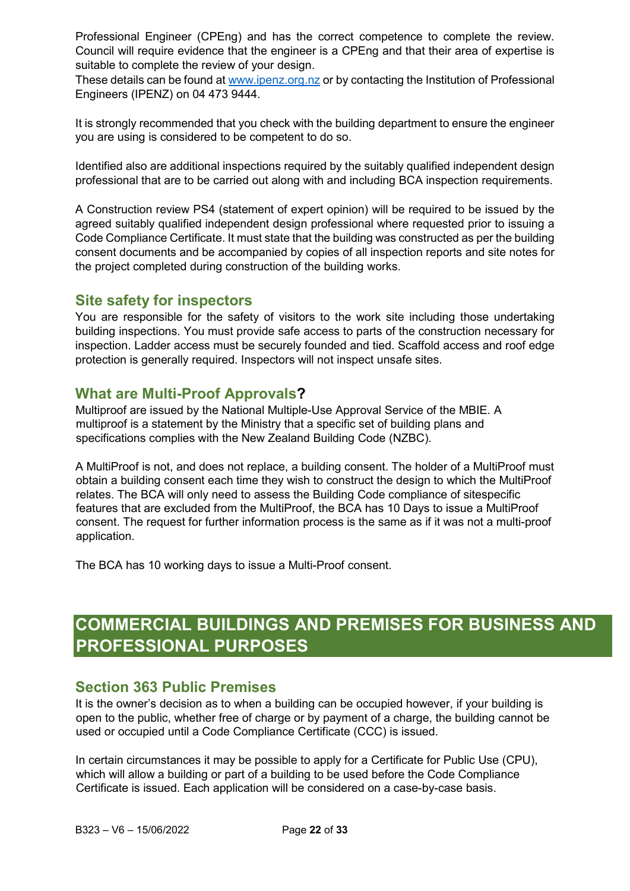Professional Engineer (CPEng) and has the correct competence to complete the review. Council will require evidence that the engineer is a CPEng and that their area of expertise is suitable to complete the review of your design.
These details can be found at [www.ipenz.org.nz](http://www.ipenz.org.nz) or by contacting the Institution of Professional Engineers (IPENZ) on 04 473 9444.

It is strongly recommended that you check with the building department to ensure the engineer you are using is considered to be competent to do so.

Identified also are additional inspections required by the suitably qualified independent design professional that are to be carried out along with and including BCA inspection requirements.

A Construction review PS4 (statement of expert opinion) will be required to be issued by the agreed suitably qualified independent design professional where requested prior to issuing a Code Compliance Certificate. It must state that the building was constructed as per the building consent documents and be accompanied by copies of all inspection reports and site notes for the project completed during construction of the building works.

## Site safety for inspectors

You are responsible for the safety of visitors to the work site including those undertaking building inspections. You must provide safe access to parts of the construction necessary for inspection. Ladder access must be securely founded and tied. Scaffold access and roof edge protection is generally required. Inspectors will not inspect unsafe sites.

## What are Multi-Proof Approvals?

Multiproof are issued by the National Multiple-Use Approval Service of the MBIE. A multiproof is a statement by the Ministry that a specific set of building plans and specifications complies with the New Zealand Building Code (NZBC).

A MultiProof is not, and does not replace, a building consent. The holder of a MultiProof must obtain a building consent each time they wish to construct the design to which the MultiProof relates. The BCA will only need to assess the Building Code compliance of sitespecific features that are excluded from the MultiProof, the BCA has 10 Days to issue a MultiProof consent. The request for further information process is the same as if it was not a multi-proof application.

The BCA has 10 working days to issue a Multi-Proof consent.

# COMMERCIAL BUILDINGS AND PREMISES FOR BUSINESS AND PROFESSIONAL PURPOSES

## Section 363 Public Premises

It is the owner's decision as to when a building can be occupied however, if your building is open to the public, whether free of charge or by payment of a charge, the building cannot be used or occupied until a Code Compliance Certificate (CCC) is issued.

In certain circumstances it may be possible to apply for a Certificate for Public Use (CPU), which will allow a building or part of a building to be used before the Code Compliance Certificate is issued. Each application will be considered on a case-by-case basis.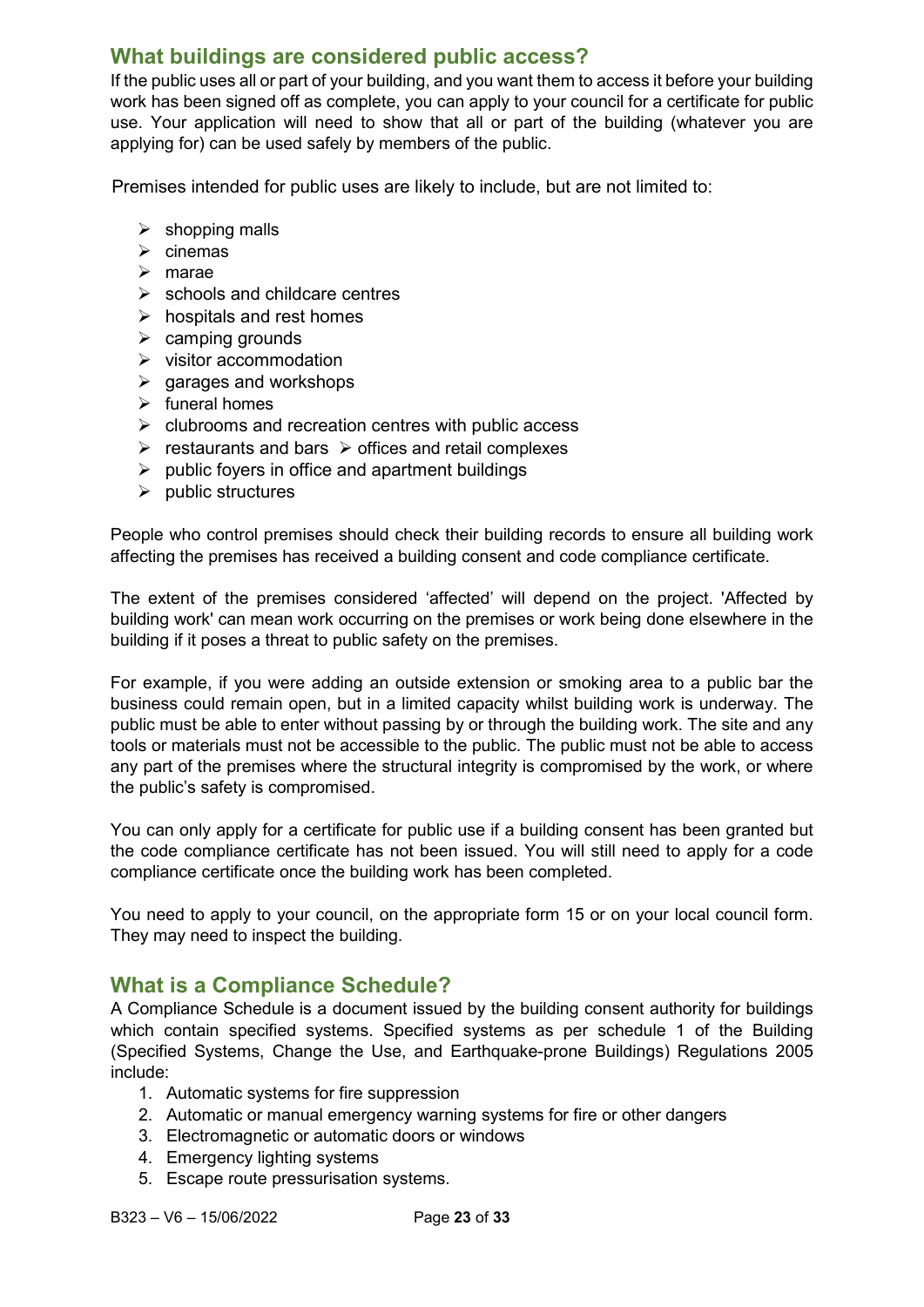## What buildings are considered public access?

If the public uses all or part of your building, and you want them to access it before your building work has been signed off as complete, you can apply to your council for a certificate for public use. Your application will need to show that all or part of the building (whatever you are applying for) can be used safely by members of the public.

Premises intended for public uses are likely to include, but are not limited to:

- shopping malls
- cinemas
- marae
- schools and childcare centres
- hospitals and rest homes
- camping grounds
- visitor accommodation
- garages and workshops
- funeral homes
- clubrooms and recreation centres with public access
- restaurants and bars
- offices and retail complexes
- public foyers in office and apartment buildings
- public structures

People who control premises should check their building records to ensure all building work affecting the premises has received a building consent and code compliance certificate.

The extent of the premises considered 'affected' will depend on the project. 'Affected by building work' can mean work occurring on the premises or work being done elsewhere in the building if it poses a threat to public safety on the premises.

For example, if you were adding an outside extension or smoking area to a public bar the business could remain open, but in a limited capacity whilst building work is underway. The public must be able to enter without passing by or through the building work. The site and any tools or materials must not be accessible to the public. The public must not be able to access any part of the premises where the structural integrity is compromised by the work, or where the public's safety is compromised.

You can only apply for a certificate for public use if a building consent has been granted but the code compliance certificate has not been issued. You will still need to apply for a code compliance certificate once the building work has been completed.

You need to apply to your council, on the appropriate form 15 or on your local council form. They may need to inspect the building.

## What is a Compliance Schedule?

A Compliance Schedule is a document issued by the building consent authority for buildings which contain specified systems. Specified systems as per schedule 1 of the Building (Specified Systems, Change the Use, and Earthquake-prone Buildings) Regulations 2005 include:

1. Automatic systems for fire suppression
2. Automatic or manual emergency warning systems for fire or other dangers
3. Electromagnetic or automatic doors or windows
4. Emergency lighting systems
5. Escape route pressurisation systems.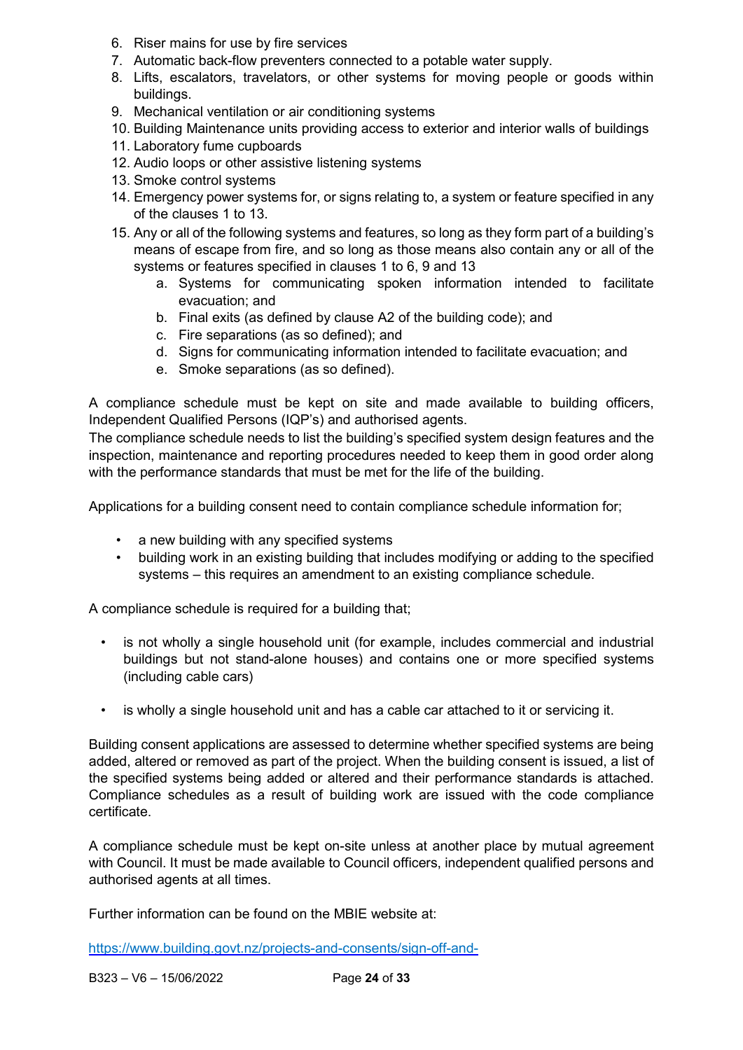6. Riser mains for use by fire services
7. Automatic back-flow preventers connected to a potable water supply.
8. Lifts, escalators, travelators, or other systems for moving people or goods within buildings.
9. Mechanical ventilation or air conditioning systems
10. Building Maintenance units providing access to exterior and interior walls of buildings
11. Laboratory fume cupboards
12. Audio loops or other assistive listening systems
13. Smoke control systems
14. Emergency power systems for, or signs relating to, a system or feature specified in any of the clauses 1 to 13.
15. Any or all of the following systems and features, so long as they form part of a building's means of escape from fire, and so long as those means also contain any or all of the systems or features specified in clauses 1 to 6, 9 and 13
    a. Systems for communicating spoken information intended to facilitate evacuation; and
    b. Final exits (as defined by clause A2 of the building code); and
    c. Fire separations (as so defined); and
    d. Signs for communicating information intended to facilitate evacuation; and
    e. Smoke separations (as so defined).

A compliance schedule must be kept on site and made available to building officers, Independent Qualified Persons (IQP's) and authorised agents.
The compliance schedule needs to list the building's specified system design features and the inspection, maintenance and reporting procedures needed to keep them in good order along with the performance standards that must be met for the life of the building.

Applications for a building consent need to contain compliance schedule information for;

- a new building with any specified systems
- building work in an existing building that includes modifying or adding to the specified systems – this requires an amendment to an existing compliance schedule.

A compliance schedule is required for a building that;

- is not wholly a single household unit (for example, includes commercial and industrial buildings but not stand-alone houses) and contains one or more specified systems (including cable cars)

- is wholly a single household unit and has a cable car attached to it or servicing it.

Building consent applications are assessed to determine whether specified systems are being added, altered or removed as part of the project. When the building consent is issued, a list of the specified systems being added or altered and their performance standards is attached. Compliance schedules as a result of building work are issued with the code compliance certificate.

A compliance schedule must be kept on-site unless at another place by mutual agreement with Council. It must be made available to Council officers, independent qualified persons and authorised agents at all times.

Further information can be found on the MBIE website at:

https://www.building.govt.nz/projects-and-consents/sign-off-and-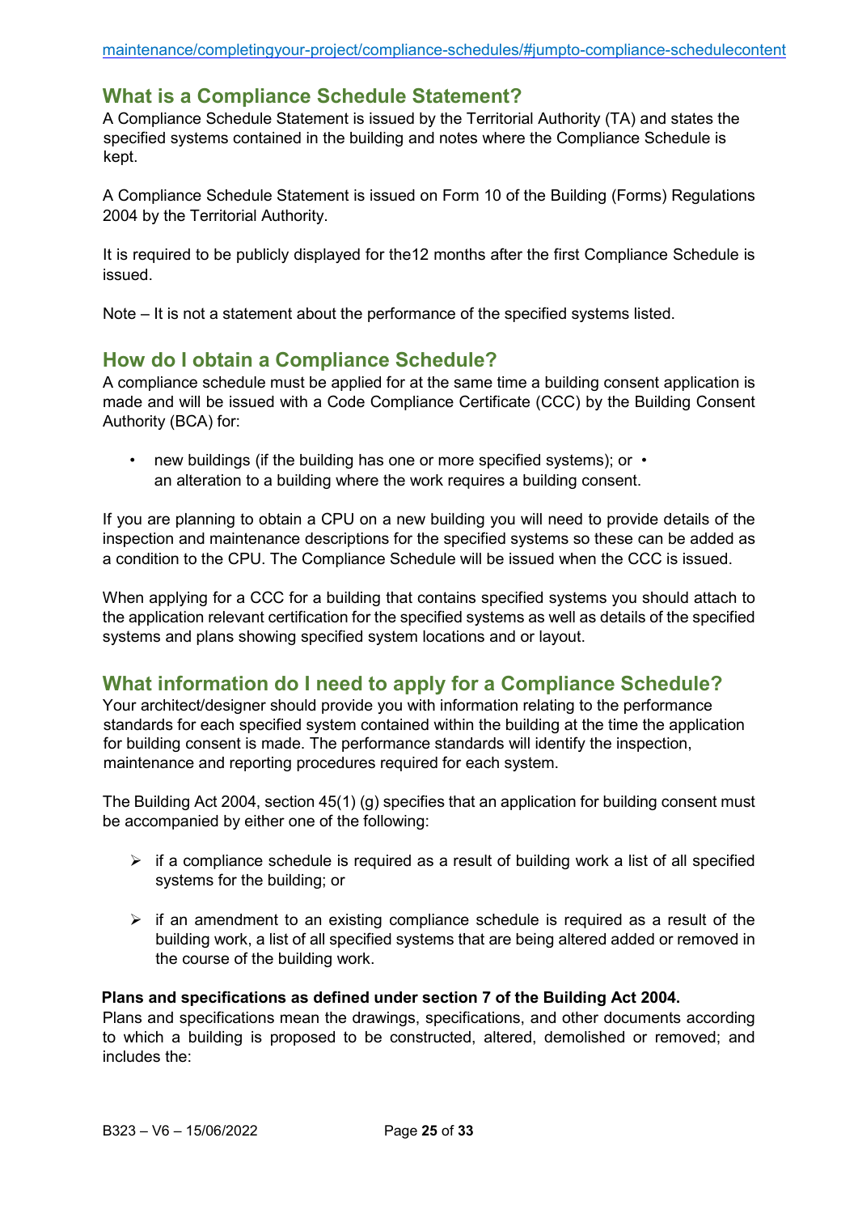maintenance/completingyour-project/compliance-schedules/#jumpto-compliance-schedulecontent

## What is a Compliance Schedule Statement?

A Compliance Schedule Statement is issued by the Territorial Authority (TA) and states the specified systems contained in the building and notes where the Compliance Schedule is kept.

A Compliance Schedule Statement is issued on Form 10 of the Building (Forms) Regulations 2004 by the Territorial Authority.

It is required to be publicly displayed for the12 months after the first Compliance Schedule is issued.

Note – It is not a statement about the performance of the specified systems listed.

## How do I obtain a Compliance Schedule?

A compliance schedule must be applied for at the same time a building consent application is made and will be issued with a Code Compliance Certificate (CCC) by the Building Consent Authority (BCA) for:

- new buildings (if the building has one or more specified systems); or
- an alteration to a building where the work requires a building consent.

If you are planning to obtain a CPU on a new building you will need to provide details of the inspection and maintenance descriptions for the specified systems so these can be added as a condition to the CPU. The Compliance Schedule will be issued when the CCC is issued.

When applying for a CCC for a building that contains specified systems you should attach to the application relevant certification for the specified systems as well as details of the specified systems and plans showing specified system locations and or layout.

## What information do I need to apply for a Compliance Schedule?

Your architect/designer should provide you with information relating to the performance standards for each specified system contained within the building at the time the application for building consent is made. The performance standards will identify the inspection, maintenance and reporting procedures required for each system.

The Building Act 2004, section 45(1) (g) specifies that an application for building consent must be accompanied by either one of the following:

- if a compliance schedule is required as a result of building work a list of all specified systems for the building; or
- if an amendment to an existing compliance schedule is required as a result of the building work, a list of all specified systems that are being altered added or removed in the course of the building work.

**Plans and specifications as defined under section 7 of the Building Act 2004.**

Plans and specifications mean the drawings, specifications, and other documents according to which a building is proposed to be constructed, altered, demolished or removed; and includes the: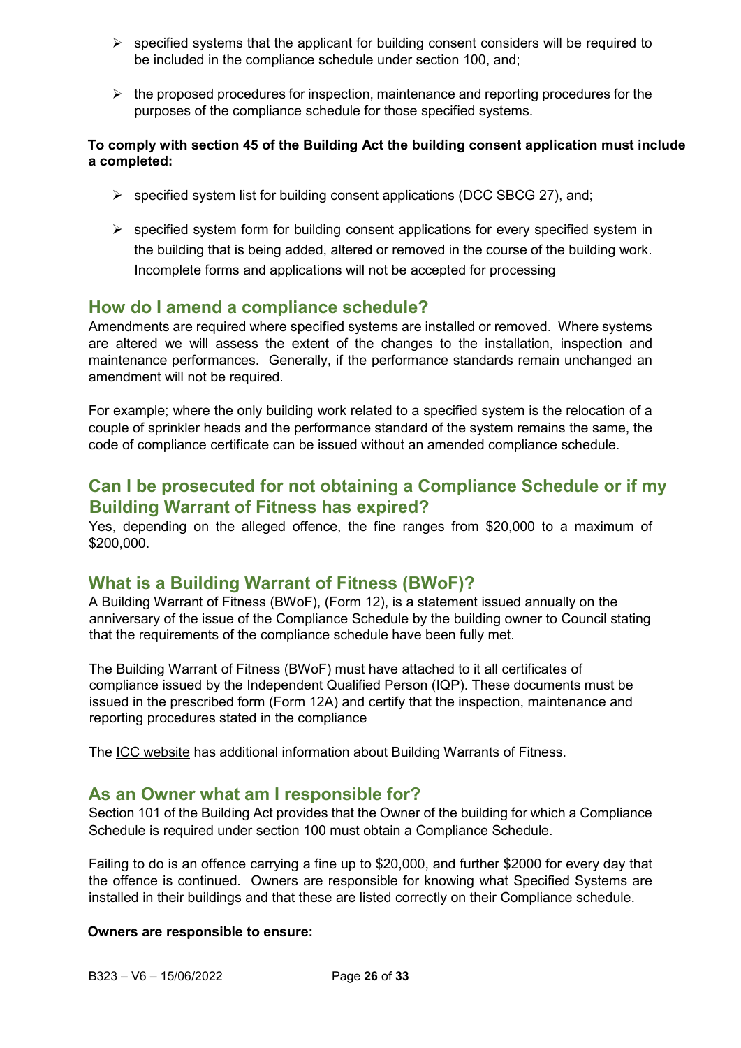- specified systems that the applicant for building consent considers will be required to be included in the compliance schedule under section 100, and;
- the proposed procedures for inspection, maintenance and reporting procedures for the purposes of the compliance schedule for those specified systems.

**To comply with section 45 of the Building Act the building consent application must include a completed:**

- specified system list for building consent applications (DCC SBCG 27), and;
- specified system form for building consent applications for every specified system in the building that is being added, altered or removed in the course of the building work. Incomplete forms and applications will not be accepted for processing

## How do I amend a compliance schedule?

Amendments are required where specified systems are installed or removed. Where systems are altered we will assess the extent of the changes to the installation, inspection and maintenance performances. Generally, if the performance standards remain unchanged an amendment will not be required.

For example; where the only building work related to a specified system is the relocation of a couple of sprinkler heads and the performance standard of the system remains the same, the code of compliance certificate can be issued without an amended compliance schedule.

## Can I be prosecuted for not obtaining a Compliance Schedule or if my Building Warrant of Fitness has expired?

Yes, depending on the alleged offence, the fine ranges from $20,000 to a maximum of $200,000.

## What is a Building Warrant of Fitness (BWoF)?

A Building Warrant of Fitness (BWoF), (Form 12), is a statement issued annually on the anniversary of the issue of the Compliance Schedule by the building owner to Council stating that the requirements of the compliance schedule have been fully met.

The Building Warrant of Fitness (BWoF) must have attached to it all certificates of compliance issued by the Independent Qualified Person (IQP). These documents must be issued in the prescribed form (Form 12A) and certify that the inspection, maintenance and reporting procedures stated in the compliance

The ICC website has additional information about Building Warrants of Fitness.

## As an Owner what am I responsible for?

Section 101 of the Building Act provides that the Owner of the building for which a Compliance Schedule is required under section 100 must obtain a Compliance Schedule.

Failing to do is an offence carrying a fine up to $20,000, and further $2000 for every day that the offence is continued. Owners are responsible for knowing what Specified Systems are installed in their buildings and that these are listed correctly on their Compliance schedule.

**Owners are responsible to ensure:**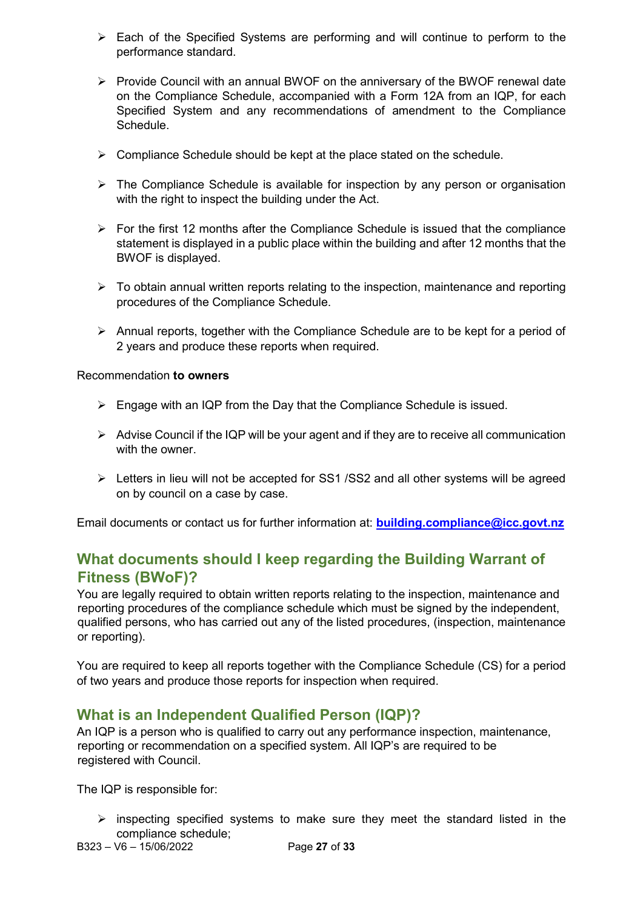- Each of the Specified Systems are performing and will continue to perform to the performance standard.
- Provide Council with an annual BWOF on the anniversary of the BWOF renewal date on the Compliance Schedule, accompanied with a Form 12A from an IQP, for each Specified System and any recommendations of amendment to the Compliance Schedule.
- Compliance Schedule should be kept at the place stated on the schedule.
- The Compliance Schedule is available for inspection by any person or organisation with the right to inspect the building under the Act.
- For the first 12 months after the Compliance Schedule is issued that the compliance statement is displayed in a public place within the building and after 12 months that the BWOF is displayed.
- To obtain annual written reports relating to the inspection, maintenance and reporting procedures of the Compliance Schedule.
- Annual reports, together with the Compliance Schedule are to be kept for a period of 2 years and produce these reports when required.

Recommendation **to owners**

- Engage with an IQP from the Day that the Compliance Schedule is issued.
- Advise Council if the IQP will be your agent and if they are to receive all communication with the owner.
- Letters in lieu will not be accepted for SS1 /SS2 and all other systems will be agreed on by council on a case by case.

Email documents or contact us for further information at: **building.compliance@icc.govt.nz**

## What documents should I keep regarding the Building Warrant of Fitness (BWoF)?

You are legally required to obtain written reports relating to the inspection, maintenance and reporting procedures of the compliance schedule which must be signed by the independent, qualified persons, who has carried out any of the listed procedures, (inspection, maintenance or reporting).

You are required to keep all reports together with the Compliance Schedule (CS) for a period of two years and produce those reports for inspection when required.

## What is an Independent Qualified Person (IQP)?

An IQP is a person who is qualified to carry out any performance inspection, maintenance, reporting or recommendation on a specified system. All IQP's are required to be registered with Council.

The IQP is responsible for:

- inspecting specified systems to make sure they meet the standard listed in the compliance schedule;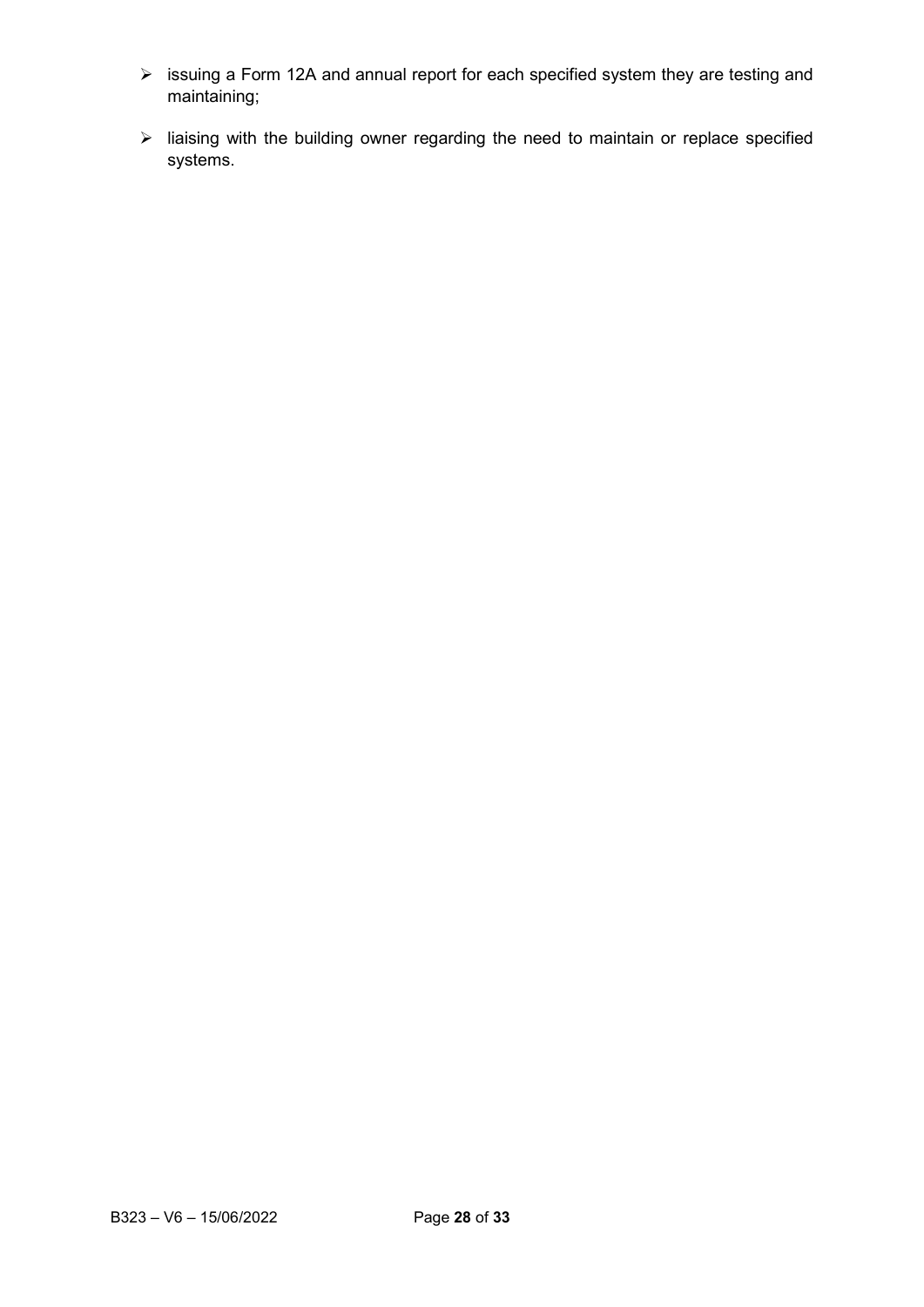- issuing a Form 12A and annual report for each specified system they are testing and maintaining;
- liaising with the building owner regarding the need to maintain or replace specified systems.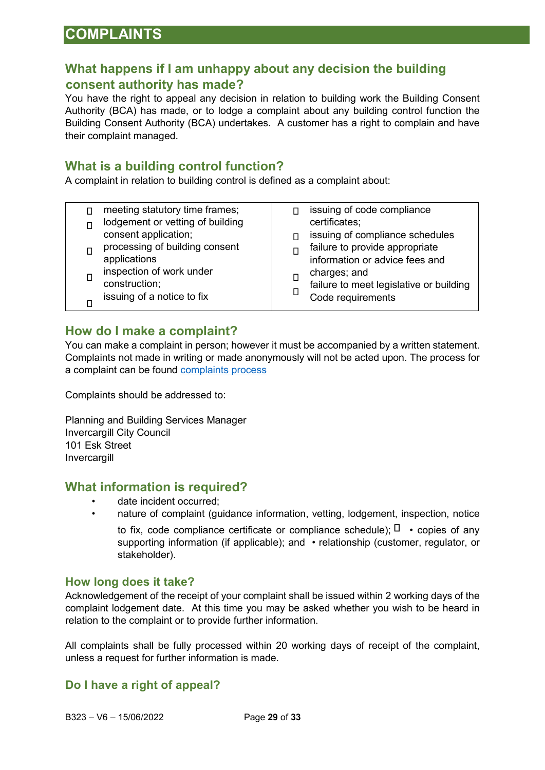## COMPLAINTS

### What happens if I am unhappy about any decision the building consent authority has made?

You have the right to appeal any decision in relation to building work the Building Consent Authority (BCA) has made, or to lodge a complaint about any building control function the Building Consent Authority (BCA) undertakes. A customer has a right to complain and have their complaint managed.

### What is a building control function?

A complaint in relation to building control is defined as a complaint about:

- meeting statutory time frames;
- lodgement or vetting of building consent application;
- processing of building consent applications
- inspection of work under construction;
- issuing of a notice to fix
- issuing of code compliance certificates;
- issuing of compliance schedules
- failure to provide appropriate information or advice fees and charges; and
- failure to meet legislative or building Code requirements

### How do I make a complaint?

You can make a complaint in person; however it must be accompanied by a written statement. Complaints not made in writing or made anonymously will not be acted upon. The process for a complaint can be found [complaints process]

Complaints should be addressed to:

Planning and Building Services Manager
Invercargill City Council
101 Esk Street
Invercargill

### What information is required?

- date incident occurred;
- nature of complaint (guidance information, vetting, lodgement, inspection, notice to fix, code compliance certificate or compliance schedule);
- copies of any supporting information (if applicable); and
- relationship (customer, regulator, or stakeholder).

### How long does it take?

Acknowledgement of the receipt of your complaint shall be issued within 2 working days of the complaint lodgement date. At this time you may be asked whether you wish to be heard in relation to the complaint or to provide further information.

All complaints shall be fully processed within 20 working days of receipt of the complaint, unless a request for further information is made.

### Do I have a right of appeal?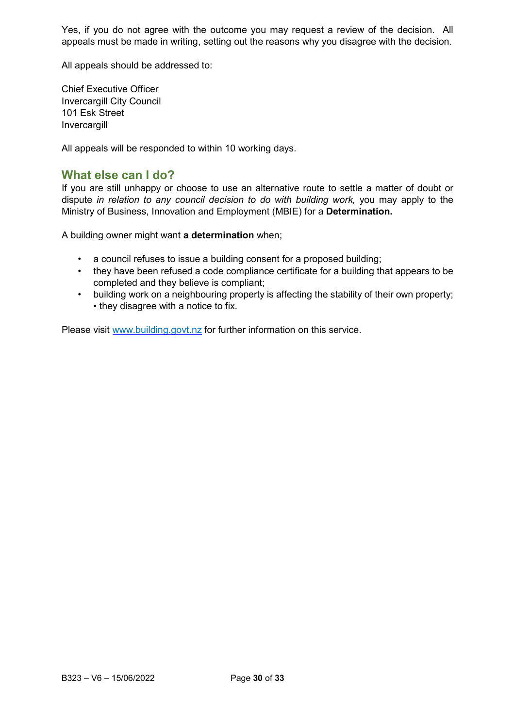Yes, if you do not agree with the outcome you may request a review of the decision. All appeals must be made in writing, setting out the reasons why you disagree with the decision.

All appeals should be addressed to:

Chief Executive Officer
Invercargill City Council
101 Esk Street
Invercargill

All appeals will be responded to within 10 working days.

## What else can I do?

If you are still unhappy or choose to use an alternative route to settle a matter of doubt or dispute *in relation to any council decision to do with building work,* you may apply to the Ministry of Business, Innovation and Employment (MBIE) for a **Determination.**

A building owner might want **a determination** when;

- a council refuses to issue a building consent for a proposed building;
- they have been refused a code compliance certificate for a building that appears to be completed and they believe is compliant;
- building work on a neighbouring property is affecting the stability of their own property; • they disagree with a notice to fix.

Please visit www.building.govt.nz for further information on this service.

B323 – V6 – 15/06/2022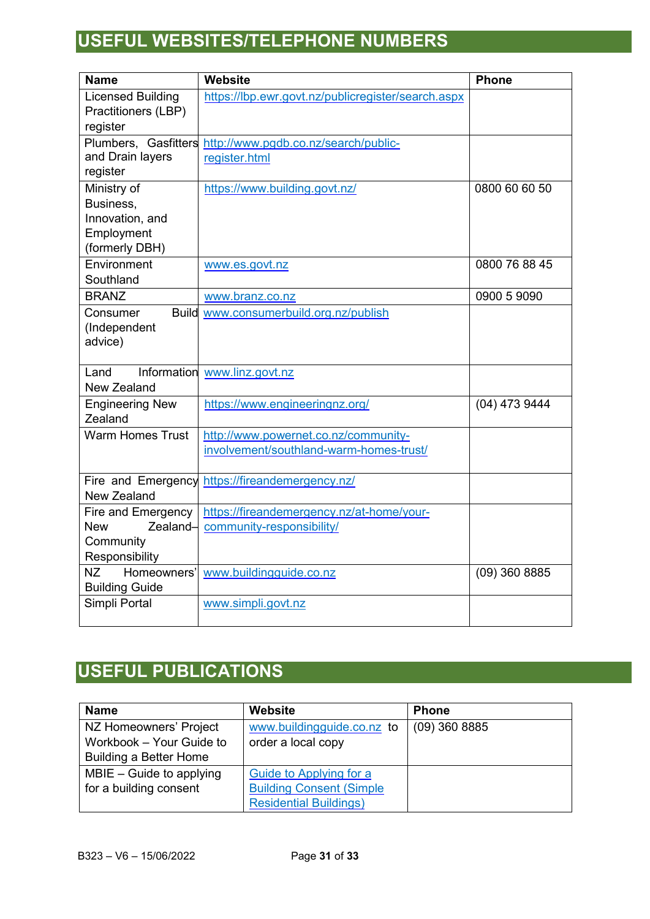# USEFUL WEBSITES/TELEPHONE NUMBERS

| Name | Website | Phone |
|---|---|---|
| Licensed Building Practitioners (LBP) register | https://lbp.ewr.govt.nz/publicregister/search.aspx | |
| Plumbers, Gasfitters and Drain layers register | http://www.pgdb.co.nz/search/public-register.html | |
| Ministry of Business, Innovation, and Employment (formerly DBH) | https://www.building.govt.nz/ | 0800 60 60 50 |
| Environment Southland | www.es.govt.nz | 0800 76 88 45 |
| BRANZ | www.branz.co.nz | 0900 5 9090 |
| Consumer Build (Independent advice) | www.consumerbuild.org.nz/publish | |
| Land Information New Zealand | www.linz.govt.nz | |
| Engineering New Zealand | https://www.engineeringnz.org/ | (04) 473 9444 |
| Warm Homes Trust | http://www.powernet.co.nz/community-involvement/southland-warm-homes-trust/ | |
| Fire and Emergency New Zealand | https://fireandemergency.nz/ | |
| Fire and Emergency New Zealand– Community Responsibility | https://fireandemergency.nz/at-home/your-community-responsibility/ | |
| NZ Homeowners' Building Guide | www.buildingguide.co.nz | (09) 360 8885 |
| Simpli Portal | www.simpli.govt.nz | |

# USEFUL PUBLICATIONS

| Name | Website | Phone |
|---|---|---|
| NZ Homeowners' Project Workbook – Your Guide to Building a Better Home | www.buildingguide.co.nz to order a local copy | (09) 360 8885 |
| MBIE – Guide to applying for a building consent | Guide to Applying for a Building Consent (Simple Residential Buildings) | |

B323 – V6 – 15/06/2022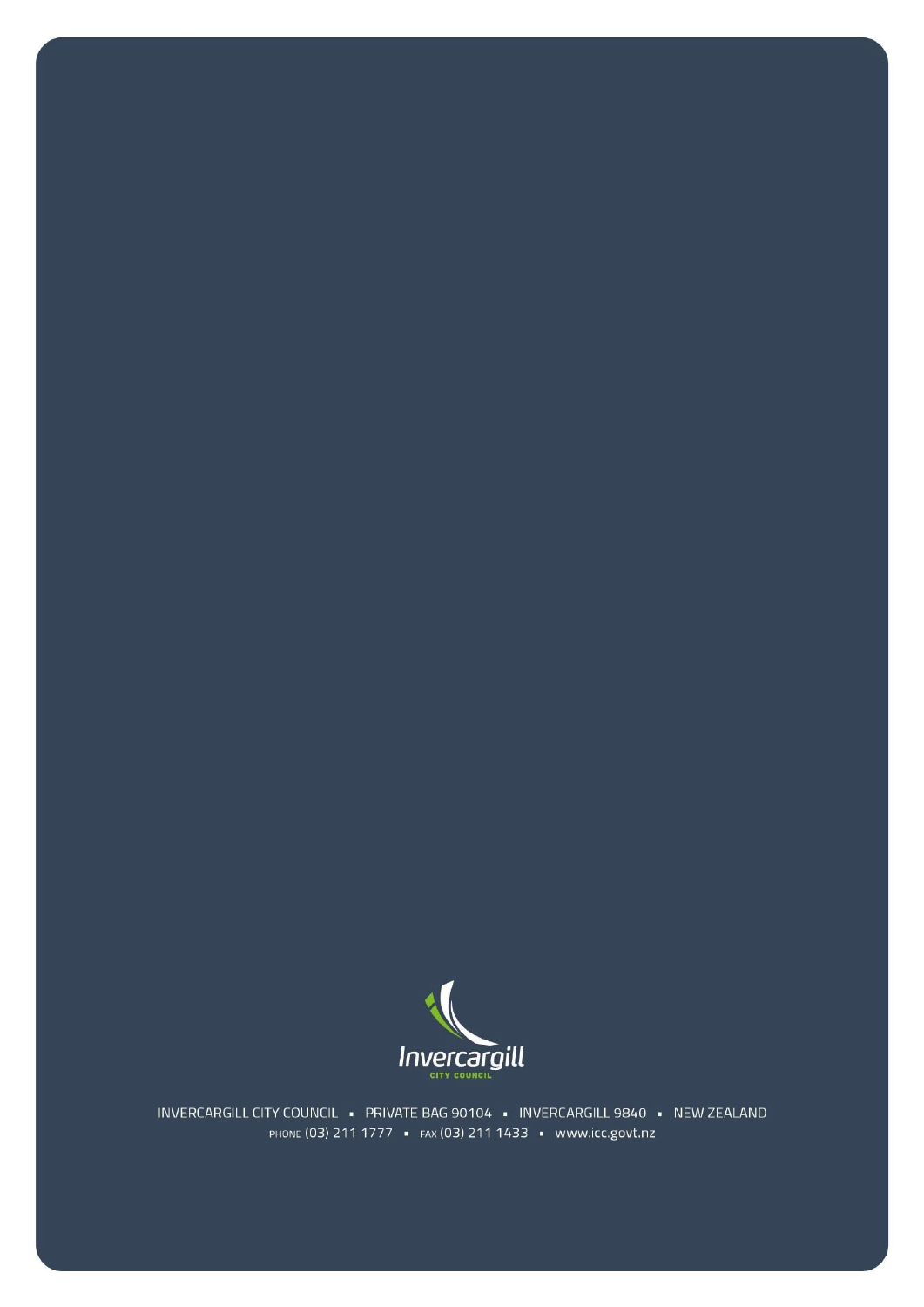Invercargill
CITY COUNCIL

INVERCARGILL CITY COUNCIL • PRIVATE BAG 90104 • INVERCARGILL 9840 • NEW ZEALAND
PHONE (03) 211 1777 • FAX (03) 211 1433 • www.icc.govt.nz